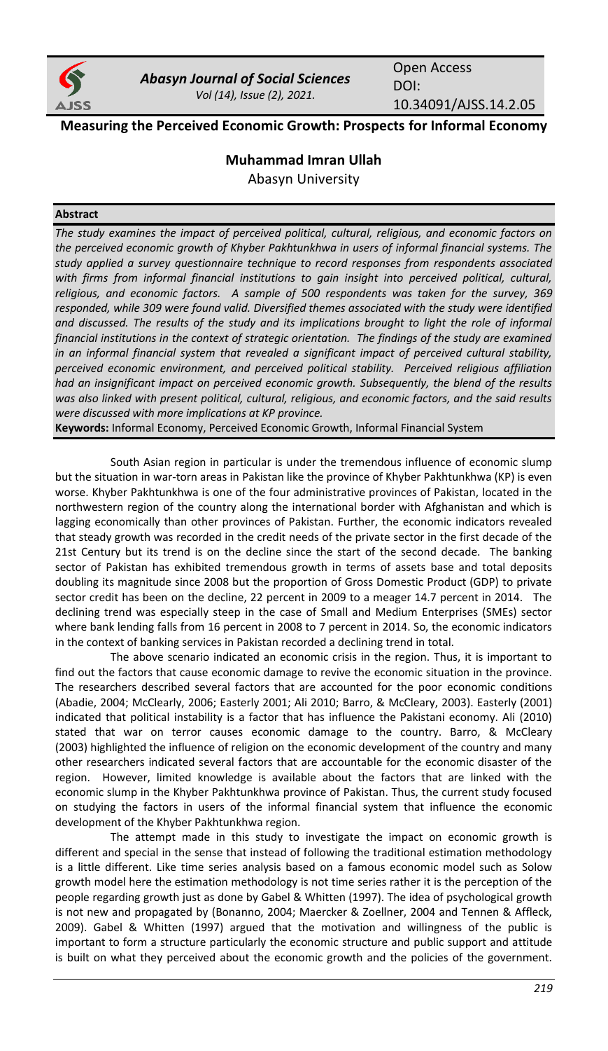# Measuring the Perceived Economic Growth: Prospects for Informal Economy

**Muhammad Imran Ullah**

Abasyn University

**Abstract**

*The study examines the impact of perceived political, cultural, religious, and economic factors on the perceived economic growth of Khyber Pakhtunkhwa in users of informal financial systems. The study applied a survey questionnaire technique to record responses from respondents associated with firms from informal financial institutions to gain insight into perceived political, cultural, religious, and economic factors. A sample of 500 respondents was taken for the survey, 369 responded, while 309 were found valid. Diversified themes associated with the study were identified and discussed. The results of the study and its implications brought to light the role of informal financial institutions in the context of strategic orientation. The findings of the study are examined in an informal financial system that revealed a significant impact of perceived cultural stability, perceived economic environment, and perceived political stability. Perceived religious affiliation had an insignificant impact on perceived economic growth. Subsequently, the blend of the results was also linked with present political, cultural, religious, and economic factors, and the said results were discussed with more implications at KP province.*

**Keywords:** Informal Economy, Perceived Economic Growth, Informal Financial System

South Asian region in particular is under the tremendous influence of economic slump but the situation in war-torn areas in Pakistan like the province of Khyber Pakhtunkhwa (KP) is even worse. Khyber Pakhtunkhwa is one of the four administrative provinces of Pakistan, located in the northwestern region of the country along the international border with Afghanistan and which is lagging economically than other provinces of Pakistan. Further, the economic indicators revealed that steady growth was recorded in the credit needs of the private sector in the first decade of the 21st Century but its trend is on the decline since the start of the second decade. The banking sector of Pakistan has exhibited tremendous growth in terms of assets base and total deposits doubling its magnitude since 2008 but the proportion of Gross Domestic Product (GDP) to private sector credit has been on the decline, 22 percent in 2009 to a meager 14.7 percent in 2014. The declining trend was especially steep in the case of Small and Medium Enterprises (SMEs) sector where bank lending falls from 16 percent in 2008 to 7 percent in 2014. So, the economic indicators in the context of banking services in Pakistan recorded a declining trend in total.

The above scenario indicated an economic crisis in the region. Thus, it is important to find out the factors that cause economic damage to revive the economic situation in the province. The researchers described several factors that are accounted for the poor economic conditions (Abadie, 2004; McClearly, 2006; Easterly 2001; Ali 2010; Barro, & McCleary, 2003). Easterly (2001) indicated that political instability is a factor that has influence the Pakistani economy. Ali (2010) stated that war on terror causes economic damage to the country. Barro, & McCleary (2003) highlighted the influence of religion on the economic development of the country and many other researchers indicated several factors that are accountable for the economic disaster of the region. However, limited knowledge is available about the factors that are linked with the economic slump in the Khyber Pakhtunkhwa province of Pakistan. Thus, the current study focused on studying the factors in users of the informal financial system that influence the economic development of the Khyber Pakhtunkhwa region.

The attempt made in this study to investigate the impact on economic growth is different and special in the sense that instead of following the traditional estimation methodology is a little different. Like time series analysis based on a famous economic model such as Solow growth model here the estimation methodology is not time series rather it is the perception of the people regarding growth just as done by Gabel & Whitten (1997). The idea of psychological growth is not new and propagated by (Bonanno, 2004; Maercker & Zoellner, 2004 and Tennen & Affleck, 2009). Gabel & Whitten (1997) argued that the motivation and willingness of the public is important to form a structure particularly the economic structure and public support and attitude is built on what they perceived about the economic growth and the policies of the government.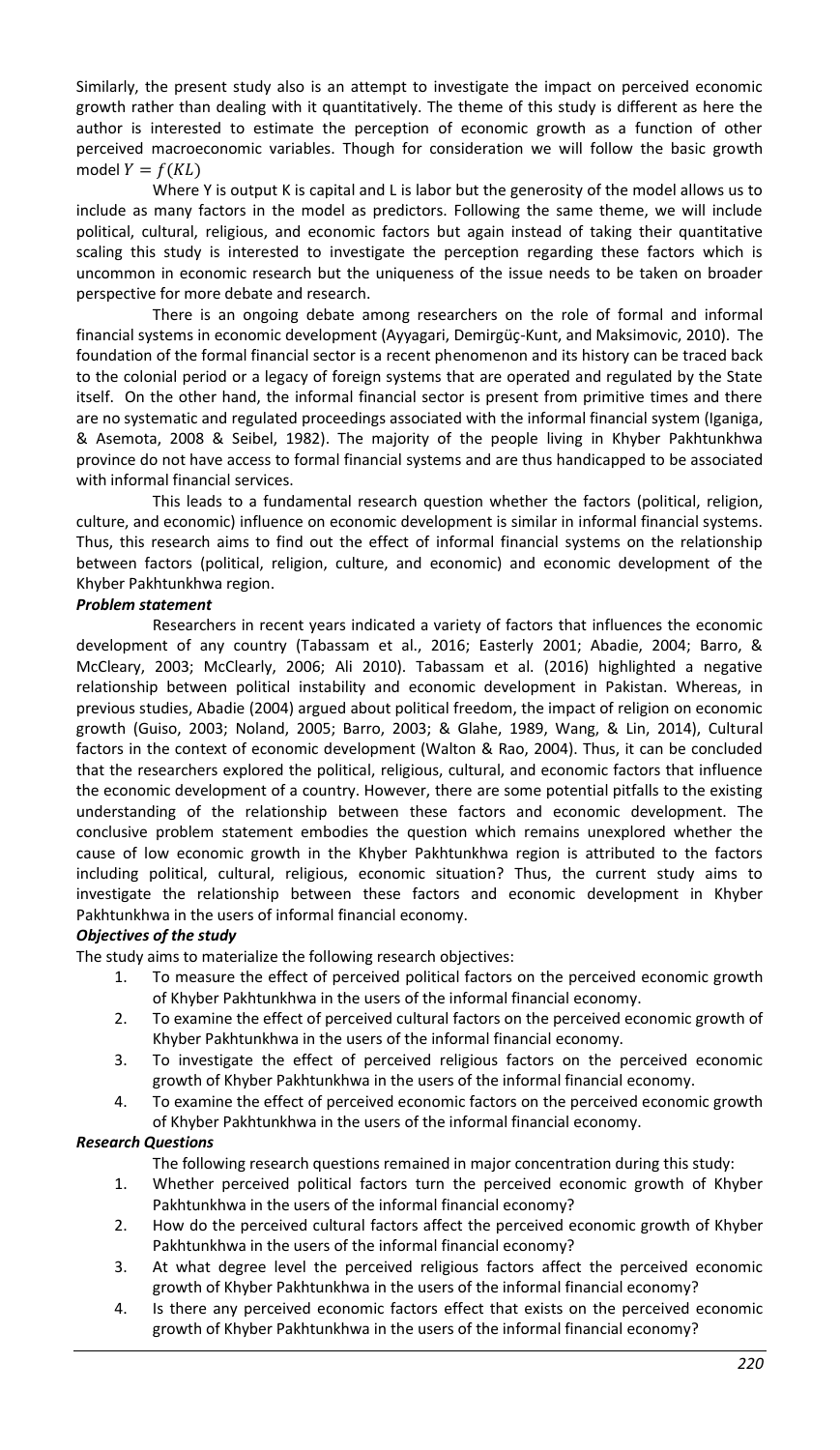Similarly, the present study also is an attempt to investigate the impact on perceived economic growth rather than dealing with it quantitatively. The theme of this study is different as here the author is interested to estimate the perception of economic growth as a function of other perceived macroeconomic variables. Though for consideration we will follow the basic growth model $Y = f(KL)$

Where Y is output K is capital and L is labor but the generosity of the model allows us to include as many factors in the model as predictors. Following the same theme, we will include political, cultural, religious, and economic factors but again instead of taking their quantitative scaling this study is interested to investigate the perception regarding these factors which is uncommon in economic research but the uniqueness of the issue needs to be taken on broader perspective for more debate and research.

There is an ongoing debate among researchers on the role of formal and informal financial systems in economic development (Ayyagari, Demirgüç-Kunt, and Maksimovic, 2010). The foundation of the formal financial sector is a recent phenomenon and its history can be traced back to the colonial period or a legacy of foreign systems that are operated and regulated by the State itself. On the other hand, the informal financial sector is present from primitive times and there are no systematic and regulated proceedings associated with the informal financial system (Iganiga, & Asemota, 2008 & Seibel, 1982). The majority of the people living in Khyber Pakhtunkhwa province do not have access to formal financial systems and are thus handicapped to be associated with informal financial services.

This leads to a fundamental research question whether the factors (political, religion, culture, and economic) influence on economic development is similar in informal financial systems. Thus, this research aims to find out the effect of informal financial systems on the relationship between factors (political, religion, culture, and economic) and economic development of the Khyber Pakhtunkhwa region.

***Problem statement***

Researchers in recent years indicated a variety of factors that influences the economic development of any country (Tabassam et al., 2016; Easterly 2001; Abadie, 2004; Barro, & McCleary, 2003; McClearly, 2006; Ali 2010). Tabassam et al. (2016) highlighted a negative relationship between political instability and economic development in Pakistan. Whereas, in previous studies, Abadie (2004) argued about political freedom, the impact of religion on economic growth (Guiso, 2003; Noland, 2005; Barro, 2003; & Glahe, 1989, Wang, & Lin, 2014), Cultural factors in the context of economic development (Walton & Rao, 2004). Thus, it can be concluded that the researchers explored the political, religious, cultural, and economic factors that influence the economic development of a country. However, there are some potential pitfalls to the existing understanding of the relationship between these factors and economic development. The conclusive problem statement embodies the question which remains unexplored whether the cause of low economic growth in the Khyber Pakhtunkhwa region is attributed to the factors including political, cultural, religious, economic situation? Thus, the current study aims to investigate the relationship between these factors and economic development in Khyber Pakhtunkhwa in the users of informal financial economy.

***Objectives of the study***

The study aims to materialize the following research objectives:

1. To measure the effect of perceived political factors on the perceived economic growth of Khyber Pakhtunkhwa in the users of the informal financial economy.
2. To examine the effect of perceived cultural factors on the perceived economic growth of Khyber Pakhtunkhwa in the users of the informal financial economy.
3. To investigate the effect of perceived religious factors on the perceived economic growth of Khyber Pakhtunkhwa in the users of the informal financial economy.
4. To examine the effect of perceived economic factors on the perceived economic growth of Khyber Pakhtunkhwa in the users of the informal financial economy.

***Research Questions***

The following research questions remained in major concentration during this study:

1. Whether perceived political factors turn the perceived economic growth of Khyber Pakhtunkhwa in the users of the informal financial economy?
2. How do the perceived cultural factors affect the perceived economic growth of Khyber Pakhtunkhwa in the users of the informal financial economy?
3. At what degree level the perceived religious factors affect the perceived economic growth of Khyber Pakhtunkhwa in the users of the informal financial economy?
4. Is there any perceived economic factors effect that exists on the perceived economic growth of Khyber Pakhtunkhwa in the users of the informal financial economy?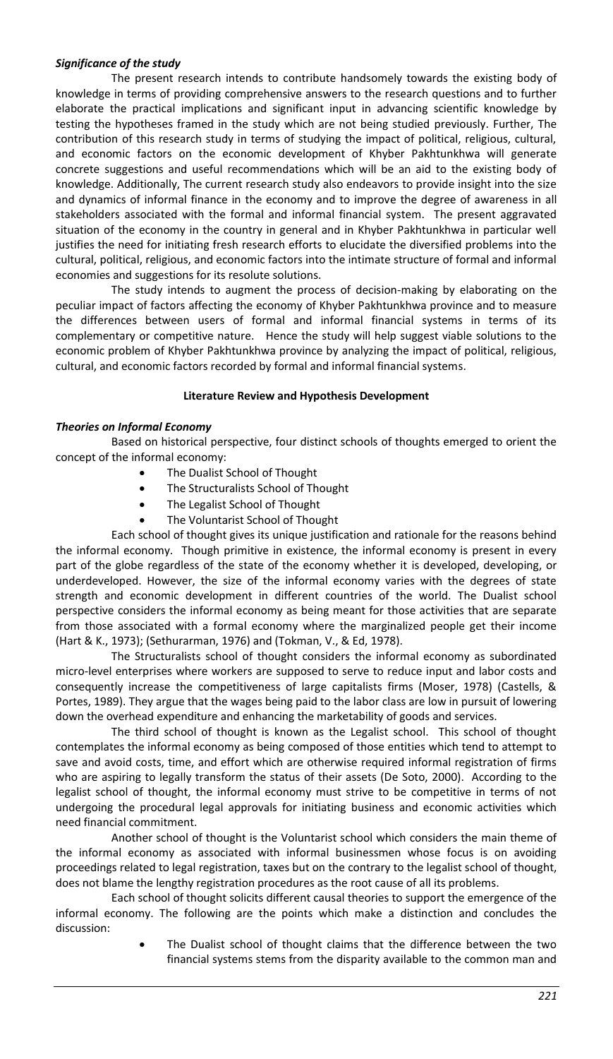### *Significance of the study*

The present research intends to contribute handsomely towards the existing body of knowledge in terms of providing comprehensive answers to the research questions and to further elaborate the practical implications and significant input in advancing scientific knowledge by testing the hypotheses framed in the study which are not being studied previously. Further, The contribution of this research study in terms of studying the impact of political, religious, cultural, and economic factors on the economic development of Khyber Pakhtunkhwa will generate concrete suggestions and useful recommendations which will be an aid to the existing body of knowledge. Additionally, The current research study also endeavors to provide insight into the size and dynamics of informal finance in the economy and to improve the degree of awareness in all stakeholders associated with the formal and informal financial system. The present aggravated situation of the economy in the country in general and in Khyber Pakhtunkhwa in particular well justifies the need for initiating fresh research efforts to elucidate the diversified problems into the cultural, political, religious, and economic factors into the intimate structure of formal and informal economies and suggestions for its resolute solutions.

The study intends to augment the process of decision-making by elaborating on the peculiar impact of factors affecting the economy of Khyber Pakhtunkhwa province and to measure the differences between users of formal and informal financial systems in terms of its complementary or competitive nature. Hence the study will help suggest viable solutions to the economic problem of Khyber Pakhtunkhwa province by analyzing the impact of political, religious, cultural, and economic factors recorded by formal and informal financial systems.

## Literature Review and Hypothesis Development

### *Theories on Informal Economy*

Based on historical perspective, four distinct schools of thoughts emerged to orient the concept of the informal economy:

- The Dualist School of Thought
- The Structuralists School of Thought
- The Legalist School of Thought
- The Voluntarist School of Thought

Each school of thought gives its unique justification and rationale for the reasons behind the informal economy. Though primitive in existence, the informal economy is present in every part of the globe regardless of the state of the economy whether it is developed, developing, or underdeveloped. However, the size of the informal economy varies with the degrees of state strength and economic development in different countries of the world. The Dualist school perspective considers the informal economy as being meant for those activities that are separate from those associated with a formal economy where the marginalized people get their income (Hart & K., 1973); (Sethurarman, 1976) and (Tokman, V., & Ed, 1978).

The Structuralists school of thought considers the informal economy as subordinated micro-level enterprises where workers are supposed to serve to reduce input and labor costs and consequently increase the competitiveness of large capitalists firms (Moser, 1978) (Castells, & Portes, 1989). They argue that the wages being paid to the labor class are low in pursuit of lowering down the overhead expenditure and enhancing the marketability of goods and services.

The third school of thought is known as the Legalist school. This school of thought contemplates the informal economy as being composed of those entities which tend to attempt to save and avoid costs, time, and effort which are otherwise required informal registration of firms who are aspiring to legally transform the status of their assets (De Soto, 2000). According to the legalist school of thought, the informal economy must strive to be competitive in terms of not undergoing the procedural legal approvals for initiating business and economic activities which need financial commitment.

Another school of thought is the Voluntarist school which considers the main theme of the informal economy as associated with informal businessmen whose focus is on avoiding proceedings related to legal registration, taxes but on the contrary to the legalist school of thought, does not blame the lengthy registration procedures as the root cause of all its problems.

Each school of thought solicits different causal theories to support the emergence of the informal economy. The following are the points which make a distinction and concludes the discussion:

- The Dualist school of thought claims that the difference between the two financial systems stems from the disparity available to the common man and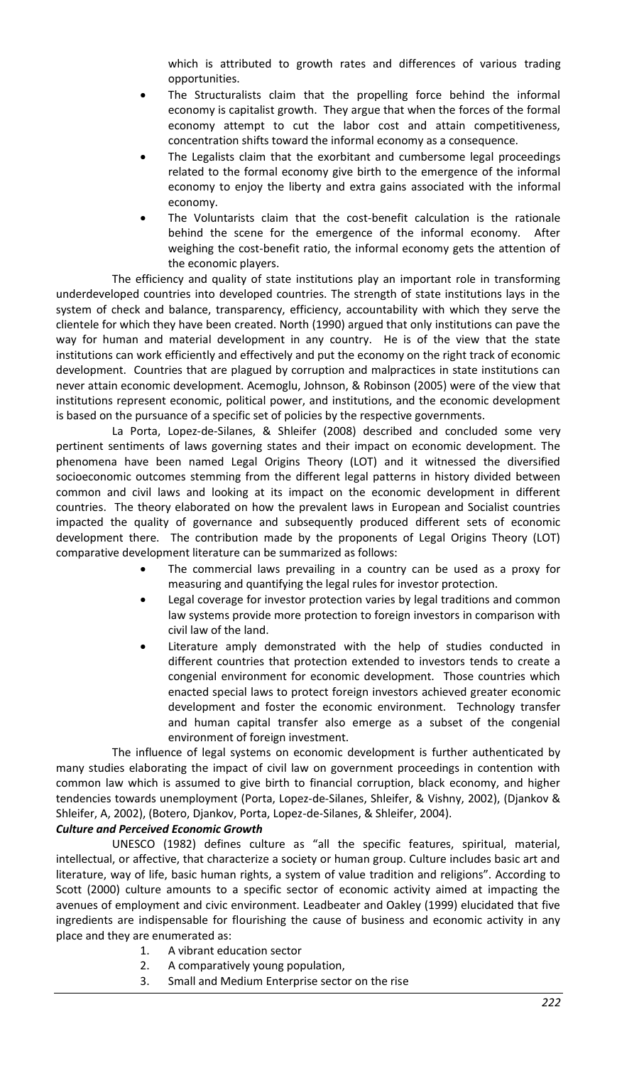which is attributed to growth rates and differences of various trading opportunities.

- The Structuralists claim that the propelling force behind the informal economy is capitalist growth. They argue that when the forces of the formal economy attempt to cut the labor cost and attain competitiveness, concentration shifts toward the informal economy as a consequence.
- The Legalists claim that the exorbitant and cumbersome legal proceedings related to the formal economy give birth to the emergence of the informal economy to enjoy the liberty and extra gains associated with the informal economy.
- The Voluntarists claim that the cost-benefit calculation is the rationale behind the scene for the emergence of the informal economy. After weighing the cost-benefit ratio, the informal economy gets the attention of the economic players.

The efficiency and quality of state institutions play an important role in transforming underdeveloped countries into developed countries. The strength of state institutions lays in the system of check and balance, transparency, efficiency, accountability with which they serve the clientele for which they have been created. North (1990) argued that only institutions can pave the way for human and material development in any country. He is of the view that the state institutions can work efficiently and effectively and put the economy on the right track of economic development. Countries that are plagued by corruption and malpractices in state institutions can never attain economic development. Acemoglu, Johnson, & Robinson (2005) were of the view that institutions represent economic, political power, and institutions, and the economic development is based on the pursuance of a specific set of policies by the respective governments.

La Porta, Lopez-de-Silanes, & Shleifer (2008) described and concluded some very pertinent sentiments of laws governing states and their impact on economic development. The phenomena have been named Legal Origins Theory (LOT) and it witnessed the diversified socioeconomic outcomes stemming from the different legal patterns in history divided between common and civil laws and looking at its impact on the economic development in different countries. The theory elaborated on how the prevalent laws in European and Socialist countries impacted the quality of governance and subsequently produced different sets of economic development there. The contribution made by the proponents of Legal Origins Theory (LOT) comparative development literature can be summarized as follows:

- The commercial laws prevailing in a country can be used as a proxy for measuring and quantifying the legal rules for investor protection.
- Legal coverage for investor protection varies by legal traditions and common law systems provide more protection to foreign investors in comparison with civil law of the land.
- Literature amply demonstrated with the help of studies conducted in different countries that protection extended to investors tends to create a congenial environment for economic development. Those countries which enacted special laws to protect foreign investors achieved greater economic development and foster the economic environment. Technology transfer and human capital transfer also emerge as a subset of the congenial environment of foreign investment.

The influence of legal systems on economic development is further authenticated by many studies elaborating the impact of civil law on government proceedings in contention with common law which is assumed to give birth to financial corruption, black economy, and higher tendencies towards unemployment (Porta, Lopez-de-Silanes, Shleifer, & Vishny, 2002), (Djankov & Shleifer, A, 2002), (Botero, Djankov, Porta, Lopez-de-Silanes, & Shleifer, 2004).

***Culture and Perceived Economic Growth***

UNESCO (1982) defines culture as "all the specific features, spiritual, material, intellectual, or affective, that characterize a society or human group. Culture includes basic art and literature, way of life, basic human rights, a system of value tradition and religions". According to Scott (2000) culture amounts to a specific sector of economic activity aimed at impacting the avenues of employment and civic environment. Leadbeater and Oakley (1999) elucidated that five ingredients are indispensable for flourishing the cause of business and economic activity in any place and they are enumerated as:

1. A vibrant education sector
2. A comparatively young population,
3. Small and Medium Enterprise sector on the rise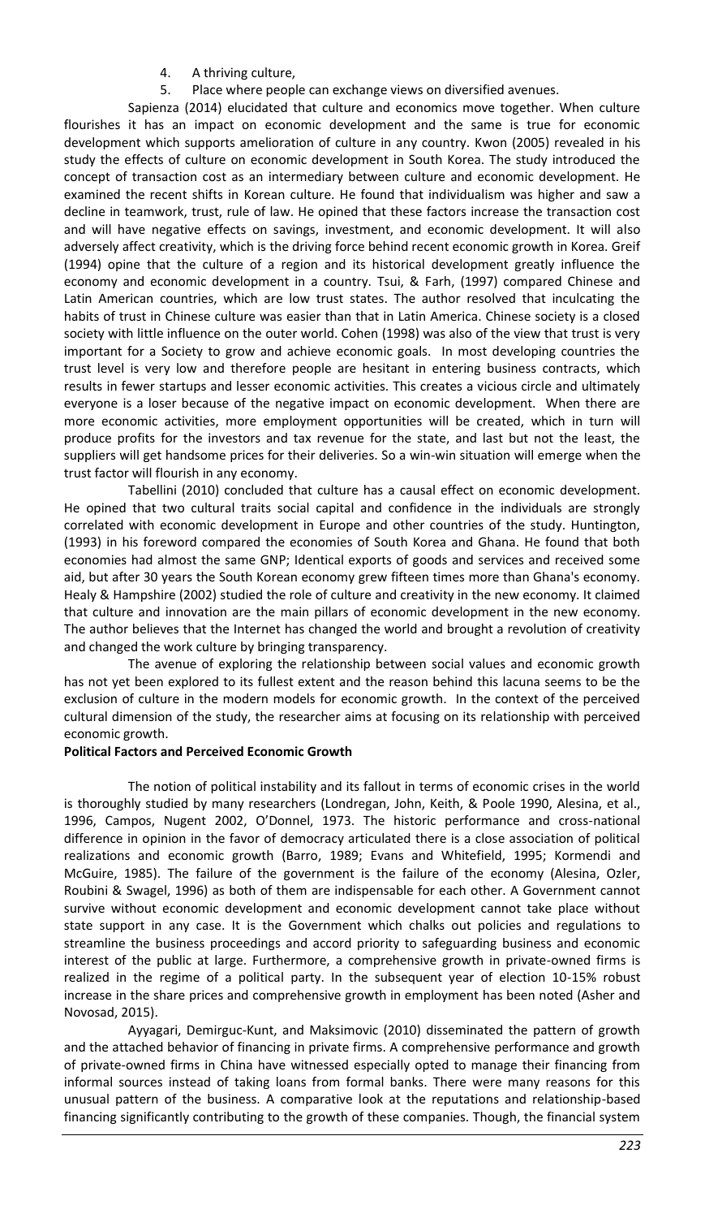4. A thriving culture,
5. Place where people can exchange views on diversified avenues.

Sapienza (2014) elucidated that culture and economics move together. When culture flourishes it has an impact on economic development and the same is true for economic development which supports amelioration of culture in any country. Kwon (2005) revealed in his study the effects of culture on economic development in South Korea. The study introduced the concept of transaction cost as an intermediary between culture and economic development. He examined the recent shifts in Korean culture. He found that individualism was higher and saw a decline in teamwork, trust, rule of law. He opined that these factors increase the transaction cost and will have negative effects on savings, investment, and economic development. It will also adversely affect creativity, which is the driving force behind recent economic growth in Korea. Greif (1994) opine that the culture of a region and its historical development greatly influence the economy and economic development in a country. Tsui, & Farh, (1997) compared Chinese and Latin American countries, which are low trust states. The author resolved that inculcating the habits of trust in Chinese culture was easier than that in Latin America. Chinese society is a closed society with little influence on the outer world. Cohen (1998) was also of the view that trust is very important for a Society to grow and achieve economic goals. In most developing countries the trust level is very low and therefore people are hesitant in entering business contracts, which results in fewer startups and lesser economic activities. This creates a vicious circle and ultimately everyone is a loser because of the negative impact on economic development. When there are more economic activities, more employment opportunities will be created, which in turn will produce profits for the investors and tax revenue for the state, and last but not the least, the suppliers will get handsome prices for their deliveries. So a win-win situation will emerge when the trust factor will flourish in any economy.

Tabellini (2010) concluded that culture has a causal effect on economic development. He opined that two cultural traits social capital and confidence in the individuals are strongly correlated with economic development in Europe and other countries of the study. Huntington, (1993) in his foreword compared the economies of South Korea and Ghana. He found that both economies had almost the same GNP; Identical exports of goods and services and received some aid, but after 30 years the South Korean economy grew fifteen times more than Ghana's economy. Healy & Hampshire (2002) studied the role of culture and creativity in the new economy. It claimed that culture and innovation are the main pillars of economic development in the new economy. The author believes that the Internet has changed the world and brought a revolution of creativity and changed the work culture by bringing transparency.

The avenue of exploring the relationship between social values and economic growth has not yet been explored to its fullest extent and the reason behind this lacuna seems to be the exclusion of culture in the modern models for economic growth. In the context of the perceived cultural dimension of the study, the researcher aims at focusing on its relationship with perceived economic growth.

**Political Factors and Perceived Economic Growth**

The notion of political instability and its fallout in terms of economic crises in the world is thoroughly studied by many researchers (Londregan, John, Keith, & Poole 1990, Alesina, et al., 1996, Campos, Nugent 2002, O'Donnel, 1973. The historic performance and cross-national difference in opinion in the favor of democracy articulated there is a close association of political realizations and economic growth (Barro, 1989; Evans and Whitefield, 1995; Kormendi and McGuire, 1985). The failure of the government is the failure of the economy (Alesina, Ozler, Roubini & Swagel, 1996) as both of them are indispensable for each other. A Government cannot survive without economic development and economic development cannot take place without state support in any case. It is the Government which chalks out policies and regulations to streamline the business proceedings and accord priority to safeguarding business and economic interest of the public at large. Furthermore, a comprehensive growth in private-owned firms is realized in the regime of a political party. In the subsequent year of election 10-15% robust increase in the share prices and comprehensive growth in employment has been noted (Asher and Novosad, 2015).

Ayyagari, Demirguc-Kunt, and Maksimovic (2010) disseminated the pattern of growth and the attached behavior of financing in private firms. A comprehensive performance and growth of private-owned firms in China have witnessed especially opted to manage their financing from informal sources instead of taking loans from formal banks. There were many reasons for this unusual pattern of the business. A comparative look at the reputations and relationship-based financing significantly contributing to the growth of these companies. Though, the financial system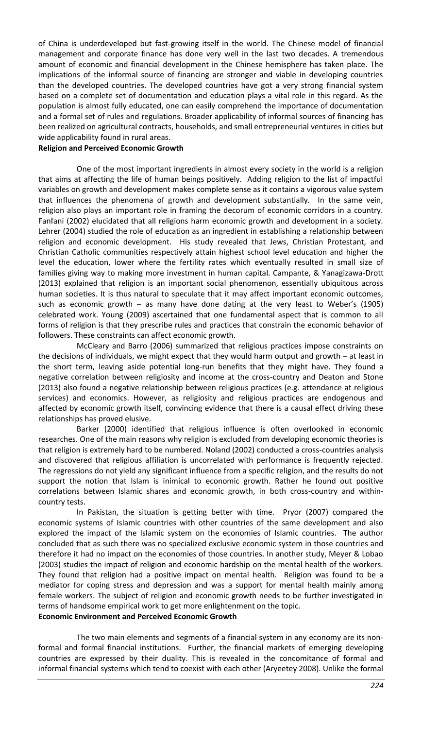of China is underdeveloped but fast-growing itself in the world. The Chinese model of financial management and corporate finance has done very well in the last two decades. A tremendous amount of economic and financial development in the Chinese hemisphere has taken place. The implications of the informal source of financing are stronger and viable in developing countries than the developed countries. The developed countries have got a very strong financial system based on a complete set of documentation and education plays a vital role in this regard. As the population is almost fully educated, one can easily comprehend the importance of documentation and a formal set of rules and regulations. Broader applicability of informal sources of financing has been realized on agricultural contracts, households, and small entrepreneurial ventures in cities but wide applicability found in rural areas.

**Religion and Perceived Economic Growth**

One of the most important ingredients in almost every society in the world is a religion that aims at affecting the life of human beings positively. Adding religion to the list of impactful variables on growth and development makes complete sense as it contains a vigorous value system that influences the phenomena of growth and development substantially. In the same vein, religion also plays an important role in framing the decorum of economic corridors in a country. Fanfani (2002) elucidated that all religions harm economic growth and development in a society. Lehrer (2004) studied the role of education as an ingredient in establishing a relationship between religion and economic development. His study revealed that Jews, Christian Protestant, and Christian Catholic communities respectively attain highest school level education and higher the level the education, lower where the fertility rates which eventually resulted in small size of families giving way to making more investment in human capital. Campante, & Yanagizawa-Drott (2013) explained that religion is an important social phenomenon, essentially ubiquitous across human societies. It is thus natural to speculate that it may affect important economic outcomes, such as economic growth – as many have done dating at the very least to Weber's (1905) celebrated work. Young (2009) ascertained that one fundamental aspect that is common to all forms of religion is that they prescribe rules and practices that constrain the economic behavior of followers. These constraints can affect economic growth.

McCleary and Barro (2006) summarized that religious practices impose constraints on the decisions of individuals, we might expect that they would harm output and growth – at least in the short term, leaving aside potential long-run benefits that they might have. They found a negative correlation between religiosity and income at the cross-country and Deaton and Stone (2013) also found a negative relationship between religious practices (e.g. attendance at religious services) and economics. However, as religiosity and religious practices are endogenous and affected by economic growth itself, convincing evidence that there is a causal effect driving these relationships has proved elusive.

Barker (2000) identified that religious influence is often overlooked in economic researches. One of the main reasons why religion is excluded from developing economic theories is that religion is extremely hard to be numbered. Noland (2002) conducted a cross-countries analysis and discovered that religious affiliation is uncorrelated with performance is frequently rejected. The regressions do not yield any significant influence from a specific religion, and the results do not support the notion that Islam is inimical to economic growth. Rather he found out positive correlations between Islamic shares and economic growth, in both cross-country and within-country tests.

In Pakistan, the situation is getting better with time. Pryor (2007) compared the economic systems of Islamic countries with other countries of the same development and also explored the impact of the Islamic system on the economies of Islamic countries. The author concluded that as such there was no specialized exclusive economic system in those countries and therefore it had no impact on the economies of those countries. In another study, Meyer & Lobao (2003) studies the impact of religion and economic hardship on the mental health of the workers. They found that religion had a positive impact on mental health. Religion was found to be a mediator for coping stress and depression and was a support for mental health mainly among female workers. The subject of religion and economic growth needs to be further investigated in terms of handsome empirical work to get more enlightenment on the topic.

**Economic Environment and Perceived Economic Growth**

The two main elements and segments of a financial system in any economy are its non-formal and formal financial institutions. Further, the financial markets of emerging developing countries are expressed by their duality. This is revealed in the concomitance of formal and informal financial systems which tend to coexist with each other (Aryeetey 2008). Unlike the formal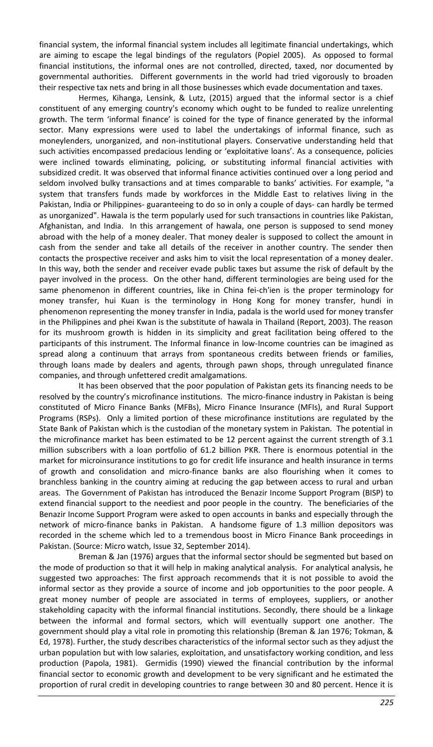financial system, the informal financial system includes all legitimate financial undertakings, which are aiming to escape the legal bindings of the regulators (Popiel 2005). As opposed to formal financial institutions, the informal ones are not controlled, directed, taxed, nor documented by governmental authorities. Different governments in the world had tried vigorously to broaden their respective tax nets and bring in all those businesses which evade documentation and taxes.

Hermes, Kihanga, Lensink, & Lutz, (2015) argued that the informal sector is a chief constituent of any emerging country's economy which ought to be funded to realize unrelenting growth. The term 'informal finance' is coined for the type of finance generated by the informal sector. Many expressions were used to label the undertakings of informal finance, such as moneylenders, unorganized, and non-institutional players. Conservative understanding held that such activities encompassed predacious lending or 'exploitative loans'. As a consequence, policies were inclined towards eliminating, policing, or substituting informal financial activities with subsidized credit. It was observed that informal finance activities continued over a long period and seldom involved bulky transactions and at times comparable to banks' activities. For example, "a system that transfers funds made by workforces in the Middle East to relatives living in the Pakistan, India or Philippines- guaranteeing to do so in only a couple of days- can hardly be termed as unorganized". Hawala is the term popularly used for such transactions in countries like Pakistan, Afghanistan, and India. In this arrangement of hawala, one person is supposed to send money abroad with the help of a money dealer. That money dealer is supposed to collect the amount in cash from the sender and take all details of the receiver in another country. The sender then contacts the prospective receiver and asks him to visit the local representation of a money dealer. In this way, both the sender and receiver evade public taxes but assume the risk of default by the payer involved in the process. On the other hand, different terminologies are being used for the same phenomenon in different countries, like in China fei-ch'ien is the proper terminology for money transfer, hui Kuan is the terminology in Hong Kong for money transfer, hundi in phenomenon representing the money transfer in India, padala is the world used for money transfer in the Philippines and phei Kwan is the substitute of hawala in Thailand (Report, 2003). The reason for its mushroom growth is hidden in its simplicity and great facilitation being offered to the participants of this instrument. The Informal finance in low-Income countries can be imagined as spread along a continuum that arrays from spontaneous credits between friends or families, through loans made by dealers and agents, through pawn shops, through unregulated finance companies, and through unfettered credit amalgamations.

It has been observed that the poor population of Pakistan gets its financing needs to be resolved by the country's microfinance institutions. The micro-finance industry in Pakistan is being constituted of Micro Finance Banks (MFBs), Micro Finance Insurance (MFIs), and Rural Support Programs (RSPs). Only a limited portion of these microfinance institutions are regulated by the State Bank of Pakistan which is the custodian of the monetary system in Pakistan. The potential in the microfinance market has been estimated to be 12 percent against the current strength of 3.1 million subscribers with a loan portfolio of 61.2 billion PKR. There is enormous potential in the market for microinsurance institutions to go for credit life insurance and health insurance in terms of growth and consolidation and micro-finance banks are also flourishing when it comes to branchless banking in the country aiming at reducing the gap between access to rural and urban areas. The Government of Pakistan has introduced the Benazir Income Support Program (BISP) to extend financial support to the neediest and poor people in the country. The beneficiaries of the Benazir Income Support Program were asked to open accounts in banks and especially through the network of micro-finance banks in Pakistan. A handsome figure of 1.3 million depositors was recorded in the scheme which led to a tremendous boost in Micro Finance Bank proceedings in Pakistan. (Source: Micro watch, Issue 32, September 2014).

Breman & Jan (1976) argues that the informal sector should be segmented but based on the mode of production so that it will help in making analytical analysis. For analytical analysis, he suggested two approaches: The first approach recommends that it is not possible to avoid the informal sector as they provide a source of income and job opportunities to the poor people. A great money number of people are associated in terms of employees, suppliers, or another stakeholding capacity with the informal financial institutions. Secondly, there should be a linkage between the informal and formal sectors, which will eventually support one another. The government should play a vital role in promoting this relationship (Breman & Jan 1976; Tokman, & Ed, 1978). Further, the study describes characteristics of the informal sector such as they adjust the urban population but with low salaries, exploitation, and unsatisfactory working condition, and less production (Papola, 1981). Germidis (1990) viewed the financial contribution by the informal financial sector to economic growth and development to be very significant and he estimated the proportion of rural credit in developing countries to range between 30 and 80 percent. Hence it is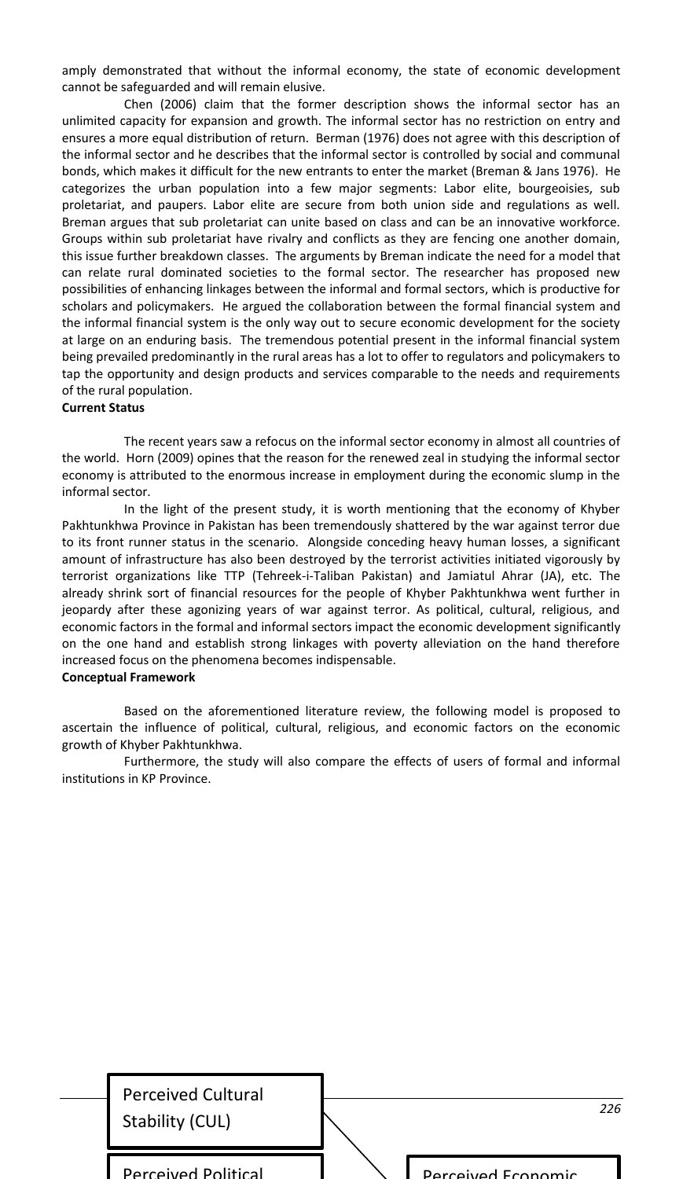amply demonstrated that without the informal economy, the state of economic development cannot be safeguarded and will remain elusive.

Chen (2006) claim that the former description shows the informal sector has an unlimited capacity for expansion and growth. The informal sector has no restriction on entry and ensures a more equal distribution of return. Berman (1976) does not agree with this description of the informal sector and he describes that the informal sector is controlled by social and communal bonds, which makes it difficult for the new entrants to enter the market (Breman & Jans 1976). He categorizes the urban population into a few major segments: Labor elite, bourgeoisies, sub proletariat, and paupers. Labor elite are secure from both union side and regulations as well. Breman argues that sub proletariat can unite based on class and can be an innovative workforce. Groups within sub proletariat have rivalry and conflicts as they are fencing one another domain, this issue further breakdown classes. The arguments by Breman indicate the need for a model that can relate rural dominated societies to the formal sector. The researcher has proposed new possibilities of enhancing linkages between the informal and formal sectors, which is productive for scholars and policymakers. He argued the collaboration between the formal financial system and the informal financial system is the only way out to secure economic development for the society at large on an enduring basis. The tremendous potential present in the informal financial system being prevailed predominantly in the rural areas has a lot to offer to regulators and policymakers to tap the opportunity and design products and services comparable to the needs and requirements of the rural population.

**Current Status**

The recent years saw a refocus on the informal sector economy in almost all countries of the world. Horn (2009) opines that the reason for the renewed zeal in studying the informal sector economy is attributed to the enormous increase in employment during the economic slump in the informal sector.

In the light of the present study, it is worth mentioning that the economy of Khyber Pakhtunkhwa Province in Pakistan has been tremendously shattered by the war against terror due to its front runner status in the scenario. Alongside conceding heavy human losses, a significant amount of infrastructure has also been destroyed by the terrorist activities initiated vigorously by terrorist organizations like TTP (Tehreek-i-Taliban Pakistan) and Jamiatul Ahrar (JA), etc. The already shrink sort of financial resources for the people of Khyber Pakhtunkhwa went further in jeopardy after these agonizing years of war against terror. As political, cultural, religious, and economic factors in the formal and informal sectors impact the economic development significantly on the one hand and establish strong linkages with poverty alleviation on the hand therefore increased focus on the phenomena becomes indispensable.

**Conceptual Framework**

Based on the aforementioned literature review, the following model is proposed to ascertain the influence of political, cultural, religious, and economic factors on the economic growth of Khyber Pakhtunkhwa.

Furthermore, the study will also compare the effects of users of formal and informal institutions in KP Province.

Perceived Cultural Stability (CUL)

Perceived Political

Perceived Economic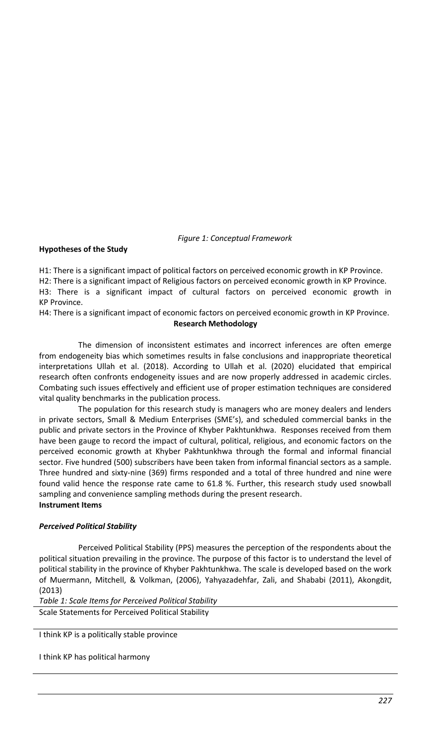*Figure 1: Conceptual Framework*

**Hypotheses of the Study**

H1: There is a significant impact of political factors on perceived economic growth in KP Province.
H2: There is a significant impact of Religious factors on perceived economic growth in KP Province.
H3: There is a significant impact of cultural factors on perceived economic growth in KP Province.
H4: There is a significant impact of economic factors on perceived economic growth in KP Province.

**Research Methodology**

The dimension of inconsistent estimates and incorrect inferences are often emerge from endogeneity bias which sometimes results in false conclusions and inappropriate theoretical interpretations Ullah et al. (2018). According to Ullah et al. (2020) elucidated that empirical research often confronts endogeneity issues and are now properly addressed in academic circles. Combating such issues effectively and efficient use of proper estimation techniques are considered vital quality benchmarks in the publication process.

The population for this research study is managers who are money dealers and lenders in private sectors, Small & Medium Enterprises (SME's), and scheduled commercial banks in the public and private sectors in the Province of Khyber Pakhtunkhwa. Responses received from them have been gauge to record the impact of cultural, political, religious, and economic factors on the perceived economic growth at Khyber Pakhtunkhwa through the formal and informal financial sector. Five hundred (500) subscribers have been taken from informal financial sectors as a sample. Three hundred and sixty-nine (369) firms responded and a total of three hundred and nine were found valid hence the response rate came to 61.8 %. Further, this research study used snowball sampling and convenience sampling methods during the present research.

**Instrument Items**

***Perceived Political Stability***

Perceived Political Stability (PPS) measures the perception of the respondents about the political situation prevailing in the province. The purpose of this factor is to understand the level of political stability in the province of Khyber Pakhtunkhwa. The scale is developed based on the work of Muermann, Mitchell, & Volkman, (2006), Yahyazadehfar, Zali, and Shababi (2011), Akongdit, (2013)

*Table 1: Scale Items for Perceived Political Stability*

| Scale Statements for Perceived Political Stability |
| --- |
| I think KP is a politically stable province |
| I think KP has political harmony |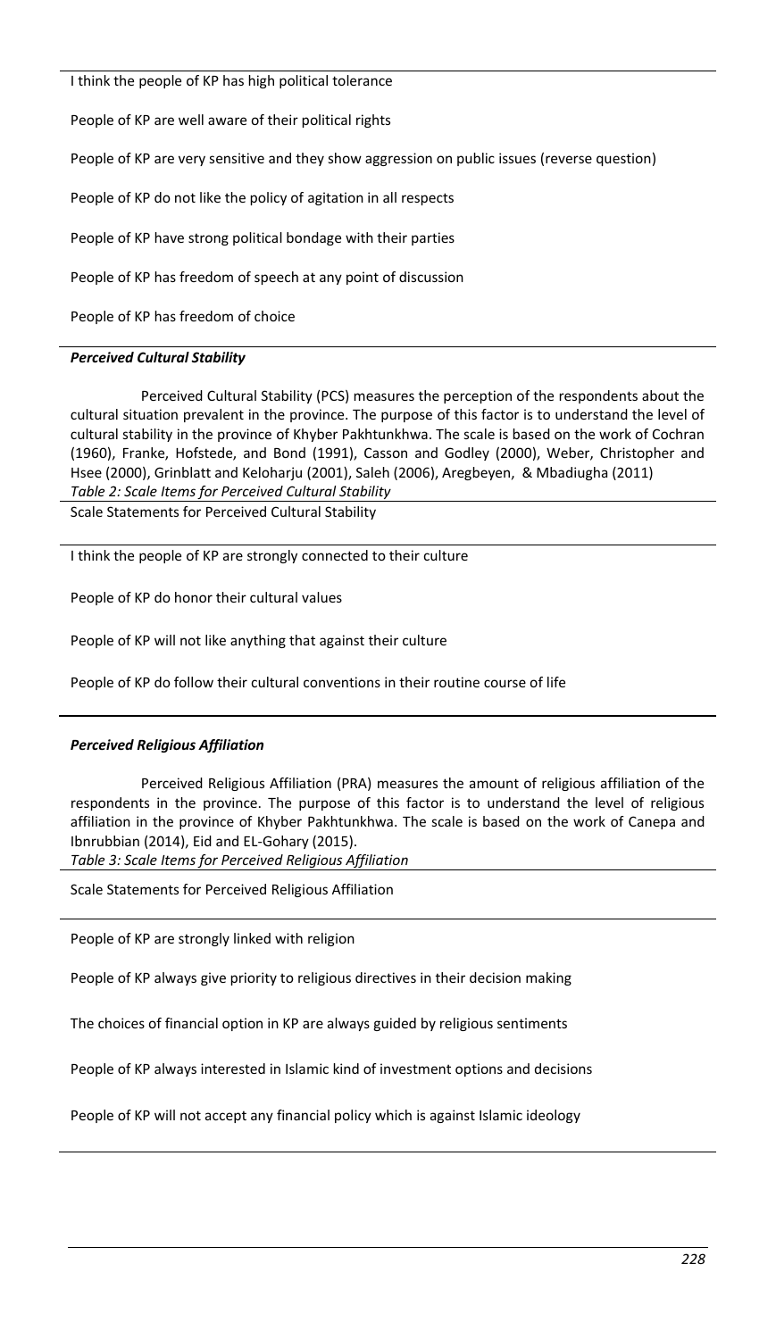| |
|---|
| I think the people of KP has high political tolerance |
| People of KP are well aware of their political rights |
| People of KP are very sensitive and they show aggression on public issues (reverse question) |
| People of KP do not like the policy of agitation in all respects |
| People of KP have strong political bondage with their parties |
| People of KP has freedom of speech at any point of discussion |
| People of KP has freedom of choice |

***Perceived Cultural Stability***

Perceived Cultural Stability (PCS) measures the perception of the respondents about the cultural situation prevalent in the province. The purpose of this factor is to understand the level of cultural stability in the province of Khyber Pakhtunkhwa. The scale is based on the work of Cochran (1960), Franke, Hofstede, and Bond (1991), Casson and Godley (2000), Weber, Christopher and Hsee (2000), Grinblatt and Keloharju (2001), Saleh (2006), Aregbeyen, & Mbadiugha (2011)

*Table 2: Scale Items for Perceived Cultural Stability*

| Scale Statements for Perceived Cultural Stability |
|---|
| I think the people of KP are strongly connected to their culture |
| People of KP do honor their cultural values |
| People of KP will not like anything that against their culture |
| People of KP do follow their cultural conventions in their routine course of life |

***Perceived Religious Affiliation***

Perceived Religious Affiliation (PRA) measures the amount of religious affiliation of the respondents in the province. The purpose of this factor is to understand the level of religious affiliation in the province of Khyber Pakhtunkhwa. The scale is based on the work of Canepa and Ibnrubbian (2014), Eid and EL-Gohary (2015).

*Table 3: Scale Items for Perceived Religious Affiliation*

| Scale Statements for Perceived Religious Affiliation |
|---|
| People of KP are strongly linked with religion |
| People of KP always give priority to religious directives in their decision making |
| The choices of financial option in KP are always guided by religious sentiments |
| People of KP always interested in Islamic kind of investment options and decisions |
| People of KP will not accept any financial policy which is against Islamic ideology |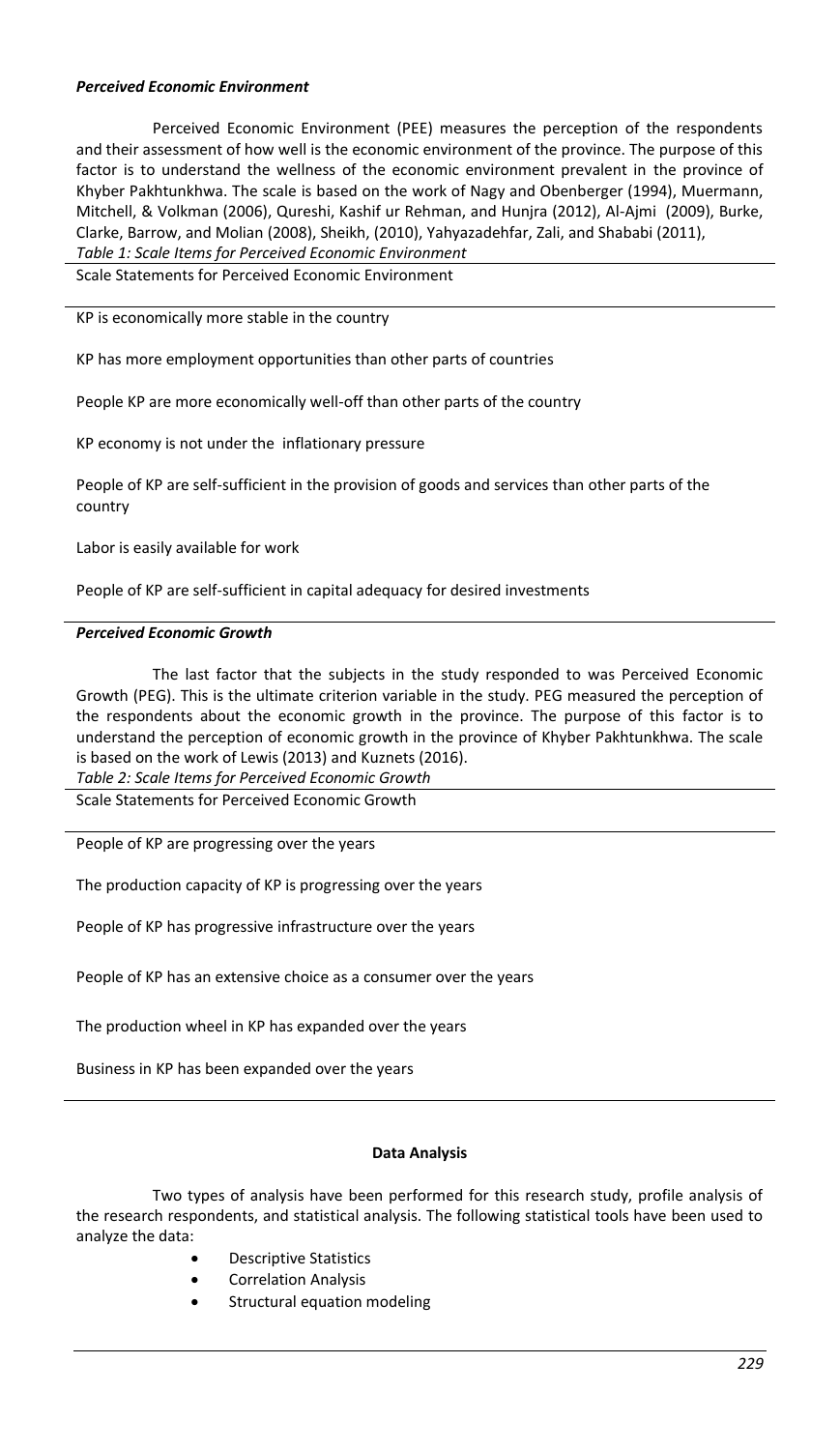### *Perceived Economic Environment*

Perceived Economic Environment (PEE) measures the perception of the respondents and their assessment of how well is the economic environment of the province. The purpose of this factor is to understand the wellness of the economic environment prevalent in the province of Khyber Pakhtunkhwa. The scale is based on the work of Nagy and Obenberger (1994), Muermann, Mitchell, & Volkman (2006), Qureshi, Kashif ur Rehman, and Hunjra (2012), Al-Ajmi (2009), Burke, Clarke, Barrow, and Molian (2008), Sheikh, (2010), Yahyazadehfar, Zali, and Shababi (2011),

*Table 1: Scale Items for Perceived Economic Environment*

| Scale Statements for Perceived Economic Environment |
|---|
| KP is economically more stable in the country |
| KP has more employment opportunities than other parts of countries |
| People KP are more economically well-off than other parts of the country |
| KP economy is not under the inflationary pressure |
| People of KP are self-sufficient in the provision of goods and services than other parts of the country |
| Labor is easily available for work |
| People of KP are self-sufficient in capital adequacy for desired investments |

### *Perceived Economic Growth*

The last factor that the subjects in the study responded to was Perceived Economic Growth (PEG). This is the ultimate criterion variable in the study. PEG measured the perception of the respondents about the economic growth in the province. The purpose of this factor is to understand the perception of economic growth in the province of Khyber Pakhtunkhwa. The scale is based on the work of Lewis (2013) and Kuznets (2016).

*Table 2: Scale Items for Perceived Economic Growth*

| Scale Statements for Perceived Economic Growth |
|---|
| People of KP are progressing over the years |
| The production capacity of KP is progressing over the years |
| People of KP has progressive infrastructure over the years |
| People of KP has an extensive choice as a consumer over the years |
| The production wheel in KP has expanded over the years |
| Business in KP has been expanded over the years |

## **Data Analysis**

Two types of analysis have been performed for this research study, profile analysis of the research respondents, and statistical analysis. The following statistical tools have been used to analyze the data:

- Descriptive Statistics
- Correlation Analysis
- Structural equation modeling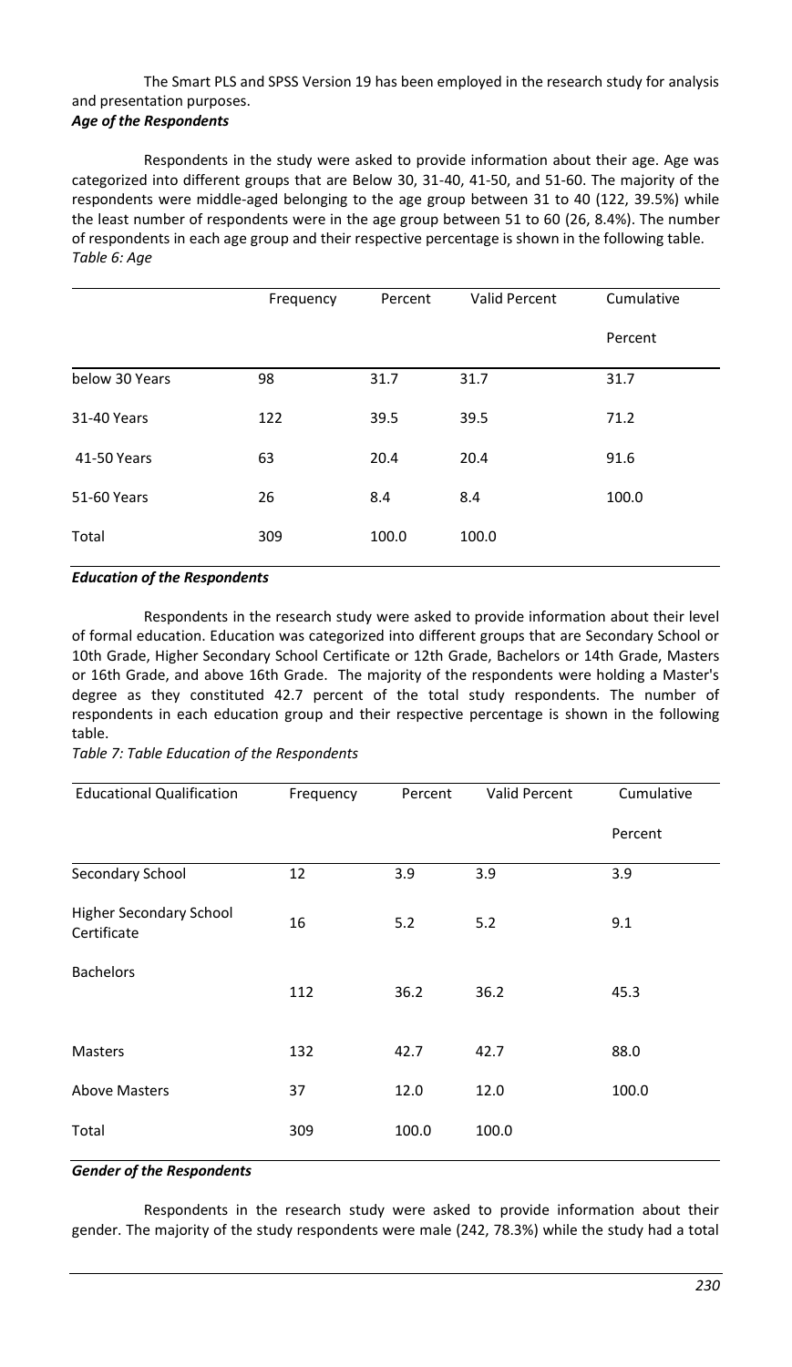The Smart PLS and SPSS Version 19 has been employed in the research study for analysis and presentation purposes.

***Age of the Respondents***

Respondents in the study were asked to provide information about their age. Age was categorized into different groups that are Below 30, 31-40, 41-50, and 51-60. The majority of the respondents were middle-aged belonging to the age group between 31 to 40 (122, 39.5%) while the least number of respondents were in the age group between 51 to 60 (26, 8.4%). The number of respondents in each age group and their respective percentage is shown in the following table.

*Table 6: Age*

| | Frequency | Percent | Valid Percent | Cumulative Percent |
|---|---|---|---|---|
| below 30 Years | 98 | 31.7 | 31.7 | 31.7 |
| 31-40 Years | 122 | 39.5 | 39.5 | 71.2 |
| 41-50 Years | 63 | 20.4 | 20.4 | 91.6 |
| 51-60 Years | 26 | 8.4 | 8.4 | 100.0 |
| Total | 309 | 100.0 | 100.0 | |

***Education of the Respondents***

Respondents in the research study were asked to provide information about their level of formal education. Education was categorized into different groups that are Secondary School or 10th Grade, Higher Secondary School Certificate or 12th Grade, Bachelors or 14th Grade, Masters or 16th Grade, and above 16th Grade. The majority of the respondents were holding a Master's degree as they constituted 42.7 percent of the total study respondents. The number of respondents in each education group and their respective percentage is shown in the following table.

*Table 7: Table Education of the Respondents*

| Educational Qualification | Frequency | Percent | Valid Percent | Cumulative Percent |
|---|---|---|---|---|
| Secondary School | 12 | 3.9 | 3.9 | 3.9 |
| Higher Secondary School Certificate | 16 | 5.2 | 5.2 | 9.1 |
| Bachelors | 112 | 36.2 | 36.2 | 45.3 |
| Masters | 132 | 42.7 | 42.7 | 88.0 |
| Above Masters | 37 | 12.0 | 12.0 | 100.0 |
| Total | 309 | 100.0 | 100.0 | |

***Gender of the Respondents***

Respondents in the research study were asked to provide information about their gender. The majority of the study respondents were male (242, 78.3%) while the study had a total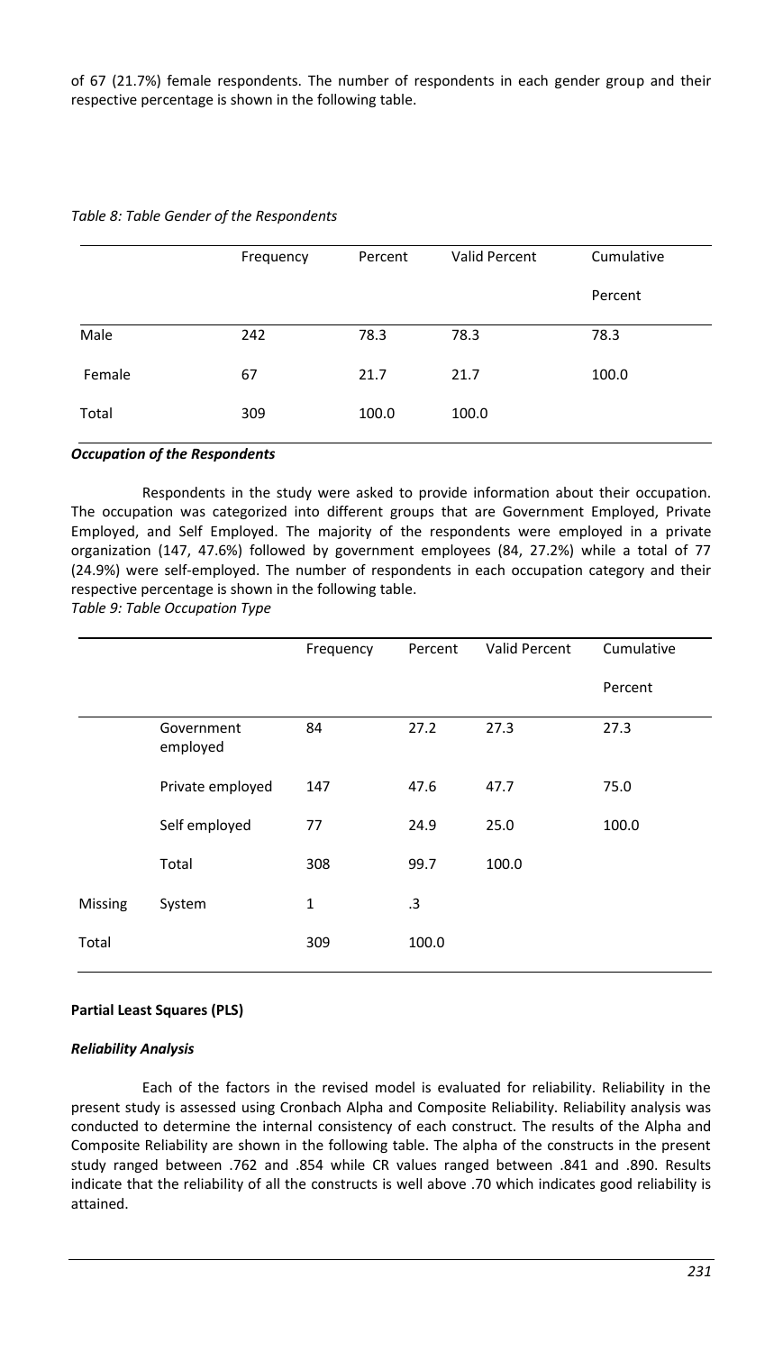of 67 (21.7%) female respondents. The number of respondents in each gender group and their respective percentage is shown in the following table.

*Table 8: Table Gender of the Respondents*

| | Frequency | Percent | Valid Percent | Cumulative Percent |
|---|---|---|---|---|
| Male | 242 | 78.3 | 78.3 | 78.3 |
| Female | 67 | 21.7 | 21.7 | 100.0 |
| Total | 309 | 100.0 | 100.0 | |

***Occupation of the Respondents***

Respondents in the study were asked to provide information about their occupation. The occupation was categorized into different groups that are Government Employed, Private Employed, and Self Employed. The majority of the respondents were employed in a private organization (147, 47.6%) followed by government employees (84, 27.2%) while a total of 77 (24.9%) were self-employed. The number of respondents in each occupation category and their respective percentage is shown in the following table.

*Table 9: Table Occupation Type*

| | | Frequency | Percent | Valid Percent | Cumulative Percent |
|---|---|---|---|---|---|
| | Government employed | 84 | 27.2 | 27.3 | 27.3 |
| | Private employed | 147 | 47.6 | 47.7 | 75.0 |
| | Self employed | 77 | 24.9 | 25.0 | 100.0 |
| | Total | 308 | 99.7 | 100.0 | |
| Missing | System | 1 | .3 | | |
| Total | | 309 | 100.0 | | |

**Partial Least Squares (PLS)**

***Reliability Analysis***

Each of the factors in the revised model is evaluated for reliability. Reliability in the present study is assessed using Cronbach Alpha and Composite Reliability. Reliability analysis was conducted to determine the internal consistency of each construct. The results of the Alpha and Composite Reliability are shown in the following table. The alpha of the constructs in the present study ranged between .762 and .854 while CR values ranged between .841 and .890. Results indicate that the reliability of all the constructs is well above .70 which indicates good reliability is attained.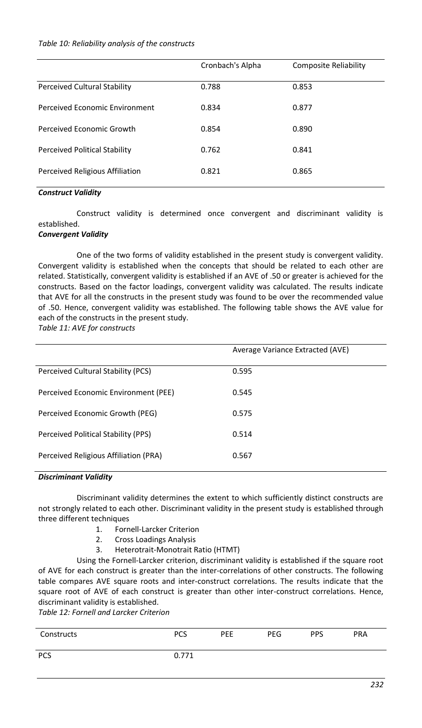*Table 10: Reliability analysis of the constructs*

| | Cronbach's Alpha | Composite Reliability |
|---|---|---|
| Perceived Cultural Stability | 0.788 | 0.853 |
| Perceived Economic Environment | 0.834 | 0.877 |
| Perceived Economic Growth | 0.854 | 0.890 |
| Perceived Political Stability | 0.762 | 0.841 |
| Perceived Religious Affiliation | 0.821 | 0.865 |

***Construct Validity***

Construct validity is determined once convergent and discriminant validity is established.

***Convergent Validity***

One of the two forms of validity established in the present study is convergent validity. Convergent validity is established when the concepts that should be related to each other are related. Statistically, convergent validity is established if an AVE of .50 or greater is achieved for the constructs. Based on the factor loadings, convergent validity was calculated. The results indicate that AVE for all the constructs in the present study was found to be over the recommended value of .50. Hence, convergent validity was established. The following table shows the AVE value for each of the constructs in the present study.

*Table 11: AVE for constructs*

| | Average Variance Extracted (AVE) |
|---|---|
| Perceived Cultural Stability (PCS) | 0.595 |
| Perceived Economic Environment (PEE) | 0.545 |
| Perceived Economic Growth (PEG) | 0.575 |
| Perceived Political Stability (PPS) | 0.514 |
| Perceived Religious Affiliation (PRA) | 0.567 |

***Discriminant Validity***

Discriminant validity determines the extent to which sufficiently distinct constructs are not strongly related to each other. Discriminant validity in the present study is established through three different techniques

1. Fornell-Larcker Criterion
2. Cross Loadings Analysis
3. Heterotrait-Monotrait Ratio (HTMT)

Using the Fornell-Larcker criterion, discriminant validity is established if the square root of AVE for each construct is greater than the inter-correlations of other constructs. The following table compares AVE square roots and inter-construct correlations. The results indicate that the square root of AVE of each construct is greater than other inter-construct correlations. Hence, discriminant validity is established.

*Table 12: Fornell and Larcker Criterion*

| Constructs | PCS | PEE | PEG | PPS | PRA |
|---|---|---|---|---|---|
| PCS | 0.771 | | | | |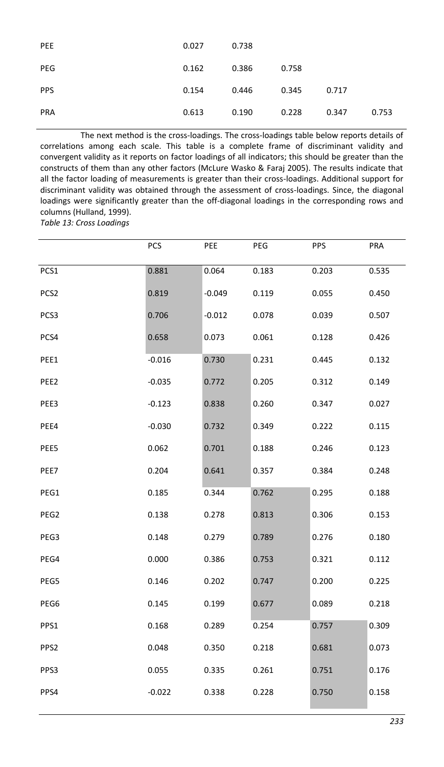|  |  |  |  |  |  |
|---|---|---|---|---|---|
| PEE | 0.027 | 0.738 |  |  |  |
| PEG | 0.162 | 0.386 | 0.758 |  |  |
| PPS | 0.154 | 0.446 | 0.345 | 0.717 |  |
| PRA | 0.613 | 0.190 | 0.228 | 0.347 | 0.753 |

The next method is the cross-loadings. The cross-loadings table below reports details of correlations among each scale. This table is a complete frame of discriminant validity and convergent validity as it reports on factor loadings of all indicators; this should be greater than the constructs of them than any other factors (McLure Wasko & Faraj 2005). The results indicate that all the factor loading of measurements is greater than their cross-loadings. Additional support for discriminant validity was obtained through the assessment of cross-loadings. Since, the diagonal loadings were significantly greater than the off-diagonal loadings in the corresponding rows and columns (Hulland, 1999).

*Table 13: Cross Loadings*

|  | PCS | PEE | PEG | PPS | PRA |
|---|---|---|---|---|---|
| PCS1 | 0.881 | 0.064 | 0.183 | 0.203 | 0.535 |
| PCS2 | 0.819 | -0.049 | 0.119 | 0.055 | 0.450 |
| PCS3 | 0.706 | -0.012 | 0.078 | 0.039 | 0.507 |
| PCS4 | 0.658 | 0.073 | 0.061 | 0.128 | 0.426 |
| PEE1 | -0.016 | 0.730 | 0.231 | 0.445 | 0.132 |
| PEE2 | -0.035 | 0.772 | 0.205 | 0.312 | 0.149 |
| PEE3 | -0.123 | 0.838 | 0.260 | 0.347 | 0.027 |
| PEE4 | -0.030 | 0.732 | 0.349 | 0.222 | 0.115 |
| PEE5 | 0.062 | 0.701 | 0.188 | 0.246 | 0.123 |
| PEE7 | 0.204 | 0.641 | 0.357 | 0.384 | 0.248 |
| PEG1 | 0.185 | 0.344 | 0.762 | 0.295 | 0.188 |
| PEG2 | 0.138 | 0.278 | 0.813 | 0.306 | 0.153 |
| PEG3 | 0.148 | 0.279 | 0.789 | 0.276 | 0.180 |
| PEG4 | 0.000 | 0.386 | 0.753 | 0.321 | 0.112 |
| PEG5 | 0.146 | 0.202 | 0.747 | 0.200 | 0.225 |
| PEG6 | 0.145 | 0.199 | 0.677 | 0.089 | 0.218 |
| PPS1 | 0.168 | 0.289 | 0.254 | 0.757 | 0.309 |
| PPS2 | 0.048 | 0.350 | 0.218 | 0.681 | 0.073 |
| PPS3 | 0.055 | 0.335 | 0.261 | 0.751 | 0.176 |
| PPS4 | -0.022 | 0.338 | 0.228 | 0.750 | 0.158 |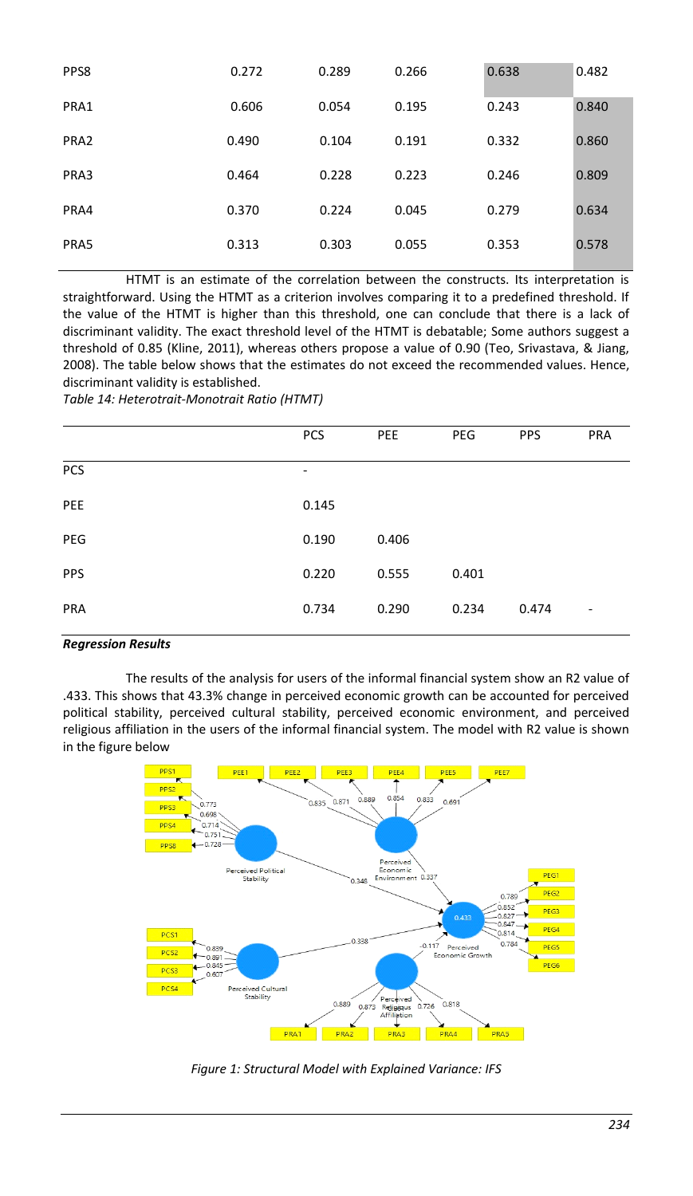| | | | | | |
|---|---|---|---|---|---|
| PPS8 | 0.272 | 0.289 | 0.266 | 0.638 | 0.482 |
| PRA1 | 0.606 | 0.054 | 0.195 | 0.243 | 0.840 |
| PRA2 | 0.490 | 0.104 | 0.191 | 0.332 | 0.860 |
| PRA3 | 0.464 | 0.228 | 0.223 | 0.246 | 0.809 |
| PRA4 | 0.370 | 0.224 | 0.045 | 0.279 | 0.634 |
| PRA5 | 0.313 | 0.303 | 0.055 | 0.353 | 0.578 |

HTMT is an estimate of the correlation between the constructs. Its interpretation is straightforward. Using the HTMT as a criterion involves comparing it to a predefined threshold. If the value of the HTMT is higher than this threshold, one can conclude that there is a lack of discriminant validity. The exact threshold level of the HTMT is debatable; Some authors suggest a threshold of 0.85 (Kline, 2011), whereas others propose a value of 0.90 (Teo, Srivastava, & Jiang, 2008). The table below shows that the estimates do not exceed the recommended values. Hence, discriminant validity is established.

*Table 14: Heterotrait-Monotrait Ratio (HTMT)*

| | PCS | PEE | PEG | PPS | PRA |
|---|---|---|---|---|---|
| PCS | - | | | | |
| PEE | 0.145 | | | | |
| PEG | 0.190 | 0.406 | | | |
| PPS | 0.220 | 0.555 | 0.401 | | |
| PRA | 0.734 | 0.290 | 0.234 | 0.474 | - |

***Regression Results***

The results of the analysis for users of the informal financial system show an R2 value of .433. This shows that 43.3% change in perceived economic growth can be accounted for perceived political stability, perceived cultural stability, perceived economic environment, and perceived religious affiliation in the users of the informal financial system. The model with R2 value is shown in the figure below

*Figure 1: Structural Model with Explained Variance: IFS*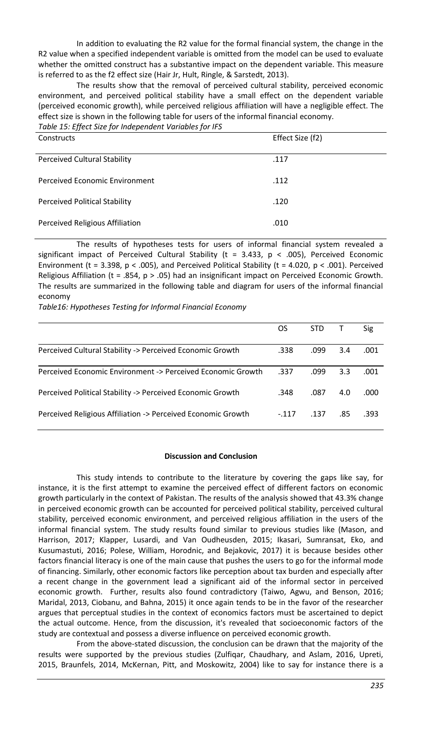In addition to evaluating the R2 value for the formal financial system, the change in the R2 value when a specified independent variable is omitted from the model can be used to evaluate whether the omitted construct has a substantive impact on the dependent variable. This measure is referred to as the f2 effect size (Hair Jr, Hult, Ringle, & Sarstedt, 2013).

The results show that the removal of perceived cultural stability, perceived economic environment, and perceived political stability have a small effect on the dependent variable (perceived economic growth), while perceived religious affiliation will have a negligible effect. The effect size is shown in the following table for users of the informal financial economy.

*Table 15: Effect Size for Independent Variables for IFS*

| Constructs | Effect Size (f2) |
|---|---|
| Perceived Cultural Stability | .117 |
| Perceived Economic Environment | .112 |
| Perceived Political Stability | .120 |
| Perceived Religious Affiliation | .010 |

The results of hypotheses tests for users of informal financial system revealed a significant impact of Perceived Cultural Stability ($t = 3.433$, $p < .005$), Perceived Economic Environment ($t = 3.398$, $p < .005$), and Perceived Political Stability ($t = 4.020$, $p < .001$). Perceived Religious Affiliation ($t = .854$, $p > .05$) had an insignificant impact on Perceived Economic Growth. The results are summarized in the following table and diagram for users of the informal financial economy

*Table16: Hypotheses Testing for Informal Financial Economy*

| | OS | STD | T | Sig |
|---|---|---|---|---|
| Perceived Cultural Stability -> Perceived Economic Growth | .338 | .099 | 3.4 | .001 |
| Perceived Economic Environment -> Perceived Economic Growth | .337 | .099 | 3.3 | .001 |
| Perceived Political Stability -> Perceived Economic Growth | .348 | .087 | 4.0 | .000 |
| Perceived Religious Affiliation -> Perceived Economic Growth | -.117 | .137 | .85 | .393 |

## Discussion and Conclusion

This study intends to contribute to the literature by covering the gaps like say, for instance, it is the first attempt to examine the perceived effect of different factors on economic growth particularly in the context of Pakistan. The results of the analysis showed that 43.3% change in perceived economic growth can be accounted for perceived political stability, perceived cultural stability, perceived economic environment, and perceived religious affiliation in the users of the informal financial system. The study results found similar to previous studies like (Mason, and Harrison, 2017; Klapper, Lusardi, and Van Oudheusden, 2015; Ikasari, Sumransat, Eko, and Kusumastuti, 2016; Polese, William, Horodnic, and Bejakovic, 2017) it is because besides other factors financial literacy is one of the main cause that pushes the users to go for the informal mode of financing. Similarly, other economic factors like perception about tax burden and especially after a recent change in the government lead a significant aid of the informal sector in perceived economic growth. Further, results also found contradictory (Taiwo, Agwu, and Benson, 2016; Maridal, 2013, Ciobanu, and Bahna, 2015) it once again tends to be in the favor of the researcher argues that perceptual studies in the context of economics factors must be ascertained to depict the actual outcome. Hence, from the discussion, it's revealed that socioeconomic factors of the study are contextual and possess a diverse influence on perceived economic growth.

From the above-stated discussion, the conclusion can be drawn that the majority of the results were supported by the previous studies (Zulfiqar, Chaudhary, and Aslam, 2016, Upreti, 2015, Braunfels, 2014, McKernan, Pitt, and Moskowitz, 2004) like to say for instance there is a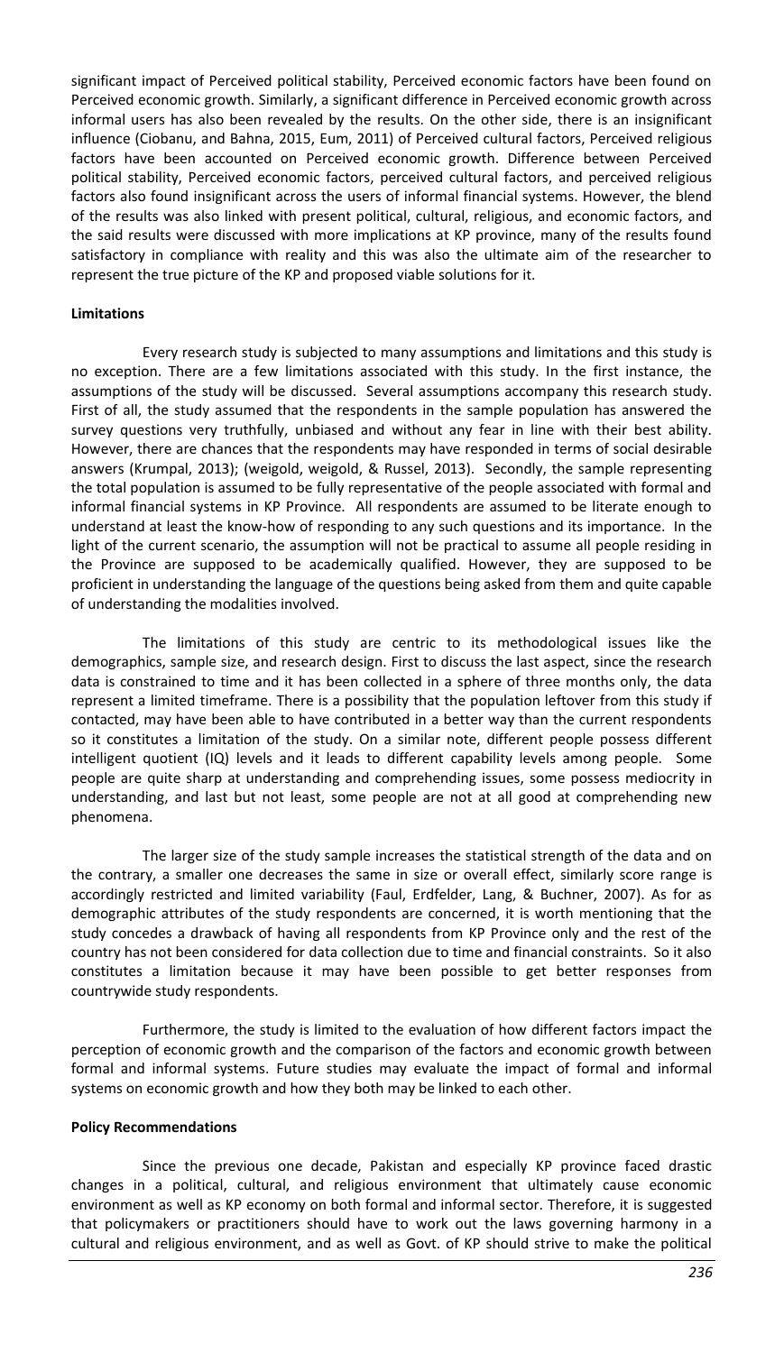significant impact of Perceived political stability, Perceived economic factors have been found on Perceived economic growth. Similarly, a significant difference in Perceived economic growth across informal users has also been revealed by the results. On the other side, there is an insignificant influence (Ciobanu, and Bahna, 2015, Eum, 2011) of Perceived cultural factors, Perceived religious factors have been accounted on Perceived economic growth. Difference between Perceived political stability, Perceived economic factors, perceived cultural factors, and perceived religious factors also found insignificant across the users of informal financial systems. However, the blend of the results was also linked with present political, cultural, religious, and economic factors, and the said results were discussed with more implications at KP province, many of the results found satisfactory in compliance with reality and this was also the ultimate aim of the researcher to represent the true picture of the KP and proposed viable solutions for it.

**Limitations**

Every research study is subjected to many assumptions and limitations and this study is no exception. There are a few limitations associated with this study. In the first instance, the assumptions of the study will be discussed. Several assumptions accompany this research study. First of all, the study assumed that the respondents in the sample population has answered the survey questions very truthfully, unbiased and without any fear in line with their best ability. However, there are chances that the respondents may have responded in terms of social desirable answers (Krumpal, 2013); (weigold, weigold, & Russel, 2013). Secondly, the sample representing the total population is assumed to be fully representative of the people associated with formal and informal financial systems in KP Province. All respondents are assumed to be literate enough to understand at least the know-how of responding to any such questions and its importance. In the light of the current scenario, the assumption will not be practical to assume all people residing in the Province are supposed to be academically qualified. However, they are supposed to be proficient in understanding the language of the questions being asked from them and quite capable of understanding the modalities involved.

The limitations of this study are centric to its methodological issues like the demographics, sample size, and research design. First to discuss the last aspect, since the research data is constrained to time and it has been collected in a sphere of three months only, the data represent a limited timeframe. There is a possibility that the population leftover from this study if contacted, may have been able to have contributed in a better way than the current respondents so it constitutes a limitation of the study. On a similar note, different people possess different intelligent quotient (IQ) levels and it leads to different capability levels among people. Some people are quite sharp at understanding and comprehending issues, some possess mediocrity in understanding, and last but not least, some people are not at all good at comprehending new phenomena.

The larger size of the study sample increases the statistical strength of the data and on the contrary, a smaller one decreases the same in size or overall effect, similarly score range is accordingly restricted and limited variability (Faul, Erdfelder, Lang, & Buchner, 2007). As for as demographic attributes of the study respondents are concerned, it is worth mentioning that the study concedes a drawback of having all respondents from KP Province only and the rest of the country has not been considered for data collection due to time and financial constraints. So it also constitutes a limitation because it may have been possible to get better responses from countrywide study respondents.

Furthermore, the study is limited to the evaluation of how different factors impact the perception of economic growth and the comparison of the factors and economic growth between formal and informal systems. Future studies may evaluate the impact of formal and informal systems on economic growth and how they both may be linked to each other.

**Policy Recommendations**

Since the previous one decade, Pakistan and especially KP province faced drastic changes in a political, cultural, and religious environment that ultimately cause economic environment as well as KP economy on both formal and informal sector. Therefore, it is suggested that policymakers or practitioners should have to work out the laws governing harmony in a cultural and religious environment, and as well as Govt. of KP should strive to make the political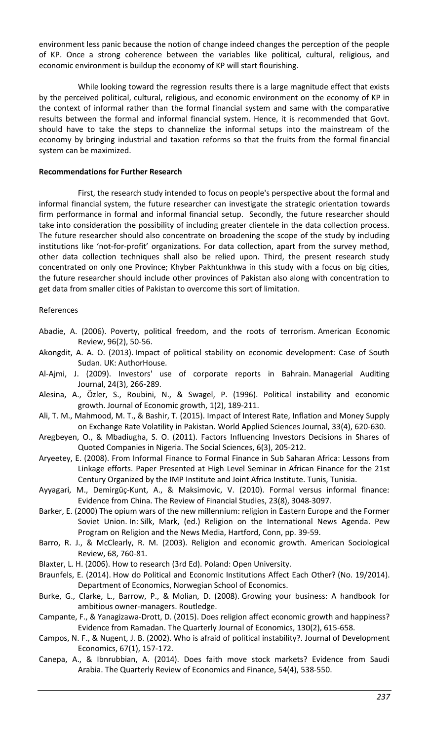environment less panic because the notion of change indeed changes the perception of the people of KP. Once a strong coherence between the variables like political, cultural, religious, and economic environment is buildup the economy of KP will start flourishing.

While looking toward the regression results there is a large magnitude effect that exists by the perceived political, cultural, religious, and economic environment on the economy of KP in the context of informal rather than the formal financial system and same with the comparative results between the formal and informal financial system. Hence, it is recommended that Govt. should have to take the steps to channelize the informal setups into the mainstream of the economy by bringing industrial and taxation reforms so that the fruits from the formal financial system can be maximized.

**Recommendations for Further Research**

First, the research study intended to focus on people's perspective about the formal and informal financial system, the future researcher can investigate the strategic orientation towards firm performance in formal and informal financial setup. Secondly, the future researcher should take into consideration the possibility of including greater clientele in the data collection process. The future researcher should also concentrate on broadening the scope of the study by including institutions like 'not-for-profit' organizations. For data collection, apart from the survey method, other data collection techniques shall also be relied upon. Third, the present research study concentrated on only one Province; Khyber Pakhtunkhwa in this study with a focus on big cities, the future researcher should include other provinces of Pakistan also along with concentration to get data from smaller cities of Pakistan to overcome this sort of limitation.

References

Abadie, A. (2006). Poverty, political freedom, and the roots of terrorism. American Economic Review, 96(2), 50-56.

Akongdit, A. A. O. (2013). Impact of political stability on economic development: Case of South Sudan. UK: AuthorHouse.

Al-Ajmi, J. (2009). Investors' use of corporate reports in Bahrain. Managerial Auditing Journal, 24(3), 266-289.

Alesina, A., Özler, S., Roubini, N., & Swagel, P. (1996). Political instability and economic growth. Journal of Economic growth, 1(2), 189-211.

Ali, T. M., Mahmood, M. T., & Bashir, T. (2015). Impact of Interest Rate, Inflation and Money Supply on Exchange Rate Volatility in Pakistan. World Applied Sciences Journal, 33(4), 620-630.

Aregbeyen, O., & Mbadiugha, S. O. (2011). Factors Influencing Investors Decisions in Shares of Quoted Companies in Nigeria. The Social Sciences, 6(3), 205-212.

Aryeetey, E. (2008). From Informal Finance to Formal Finance in Sub Saharan Africa: Lessons from Linkage efforts. Paper Presented at High Level Seminar in African Finance for the 21st Century Organized by the IMP Institute and Joint Africa Institute. Tunis, Tunisia.

Ayyagari, M., Demirgüç-Kunt, A., & Maksimovic, V. (2010). Formal versus informal finance: Evidence from China. The Review of Financial Studies, 23(8), 3048-3097.

Barker, E. (2000) The opium wars of the new millennium: religion in Eastern Europe and the Former Soviet Union. In: Silk, Mark, (ed.) Religion on the International News Agenda. Pew Program on Religion and the News Media, Hartford, Conn, pp. 39-59.

Barro, R. J., & McClearly, R. M. (2003). Religion and economic growth. American Sociological Review, 68, 760-81.

Blaxter, L. H. (2006). How to research (3rd Ed). Poland: Open University.

Braunfels, E. (2014). How do Political and Economic Institutions Affect Each Other? (No. 19/2014). Department of Economics, Norwegian School of Economics.

Burke, G., Clarke, L., Barrow, P., & Molian, D. (2008). Growing your business: A handbook for ambitious owner-managers. Routledge.

Campante, F., & Yanagizawa-Drott, D. (2015). Does religion affect economic growth and happiness? Evidence from Ramadan. The Quarterly Journal of Economics, 130(2), 615-658.

Campos, N. F., & Nugent, J. B. (2002). Who is afraid of political instability?. Journal of Development Economics, 67(1), 157-172.

Canepa, A., & Ibnrubbian, A. (2014). Does faith move stock markets? Evidence from Saudi Arabia. The Quarterly Review of Economics and Finance, 54(4), 538-550.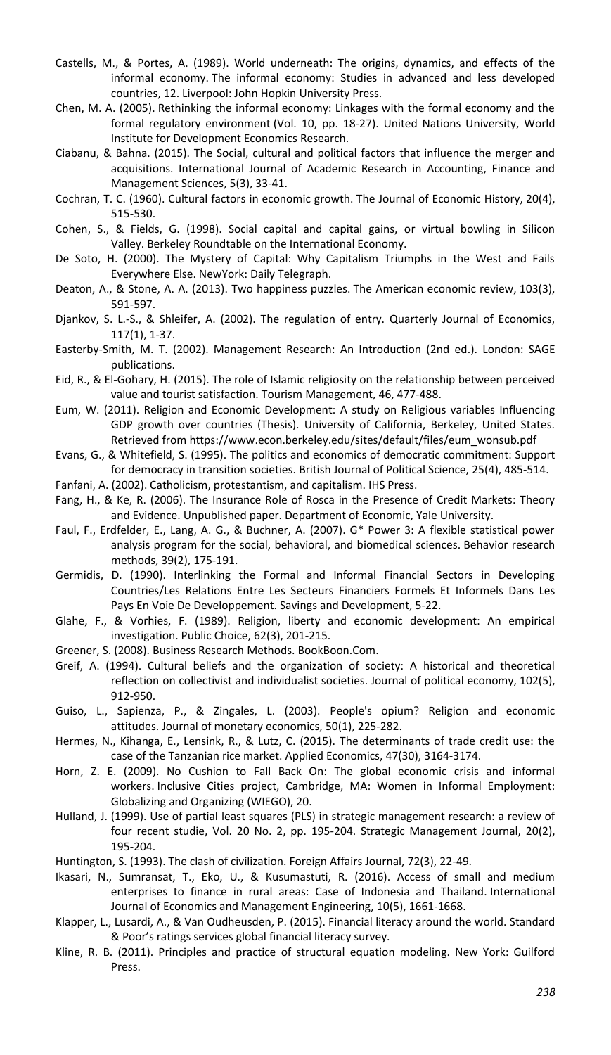Castells, M., & Portes, A. (1989). World underneath: The origins, dynamics, and effects of the informal economy. The informal economy: Studies in advanced and less developed countries, 12. Liverpool: John Hopkin University Press.

Chen, M. A. (2005). Rethinking the informal economy: Linkages with the formal economy and the formal regulatory environment (Vol. 10, pp. 18-27). United Nations University, World Institute for Development Economics Research.

Ciabanu, & Bahna. (2015). The Social, cultural and political factors that influence the merger and acquisitions. International Journal of Academic Research in Accounting, Finance and Management Sciences, 5(3), 33-41.

Cochran, T. C. (1960). Cultural factors in economic growth. The Journal of Economic History, 20(4), 515-530.

Cohen, S., & Fields, G. (1998). Social capital and capital gains, or virtual bowling in Silicon Valley. Berkeley Roundtable on the International Economy.

De Soto, H. (2000). The Mystery of Capital: Why Capitalism Triumphs in the West and Fails Everywhere Else. NewYork: Daily Telegraph.

Deaton, A., & Stone, A. A. (2013). Two happiness puzzles. The American economic review, 103(3), 591-597.

Djankov, S. L.-S., & Shleifer, A. (2002). The regulation of entry. Quarterly Journal of Economics, 117(1), 1-37.

Easterby-Smith, M. T. (2002). Management Research: An Introduction (2nd ed.). London: SAGE publications.

Eid, R., & El-Gohary, H. (2015). The role of Islamic religiosity on the relationship between perceived value and tourist satisfaction. Tourism Management, 46, 477-488.

Eum, W. (2011). Religion and Economic Development: A study on Religious variables Influencing GDP growth over countries (Thesis). University of California, Berkeley, United States. Retrieved from https://www.econ.berkeley.edu/sites/default/files/eum_wonsub.pdf

Evans, G., & Whitefield, S. (1995). The politics and economics of democratic commitment: Support for democracy in transition societies. British Journal of Political Science, 25(4), 485-514.

Fanfani, A. (2002). Catholicism, protestantism, and capitalism. IHS Press.

Fang, H., & Ke, R. (2006). The Insurance Role of Rosca in the Presence of Credit Markets: Theory and Evidence. Unpublished paper. Department of Economic, Yale University.

Faul, F., Erdfelder, E., Lang, A. G., & Buchner, A. (2007). G* Power 3: A flexible statistical power analysis program for the social, behavioral, and biomedical sciences. Behavior research methods, 39(2), 175-191.

Germidis, D. (1990). Interlinking the Formal and Informal Financial Sectors in Developing Countries/Les Relations Entre Les Secteurs Financiers Formels Et Informels Dans Les Pays En Voie De Developpement. Savings and Development, 5-22.

Glahe, F., & Vorhies, F. (1989). Religion, liberty and economic development: An empirical investigation. Public Choice, 62(3), 201-215.

Greener, S. (2008). Business Research Methods. BookBoon.Com.

Greif, A. (1994). Cultural beliefs and the organization of society: A historical and theoretical reflection on collectivist and individualist societies. Journal of political economy, 102(5), 912-950.

Guiso, L., Sapienza, P., & Zingales, L. (2003). People's opium? Religion and economic attitudes. Journal of monetary economics, 50(1), 225-282.

Hermes, N., Kihanga, E., Lensink, R., & Lutz, C. (2015). The determinants of trade credit use: the case of the Tanzanian rice market. Applied Economics, 47(30), 3164-3174.

Horn, Z. E. (2009). No Cushion to Fall Back On: The global economic crisis and informal workers. Inclusive Cities project, Cambridge, MA: Women in Informal Employment: Globalizing and Organizing (WIEGO), 20.

Hulland, J. (1999). Use of partial least squares (PLS) in strategic management research: a review of four recent studie, Vol. 20 No. 2, pp. 195-204. Strategic Management Journal, 20(2), 195-204.

Huntington, S. (1993). The clash of civilization. Foreign Affairs Journal, 72(3), 22-49.

Ikasari, N., Sumransat, T., Eko, U., & Kusumastuti, R. (2016). Access of small and medium enterprises to finance in rural areas: Case of Indonesia and Thailand. International Journal of Economics and Management Engineering, 10(5), 1661-1668.

Klapper, L., Lusardi, A., & Van Oudheusden, P. (2015). Financial literacy around the world. Standard & Poor's ratings services global financial literacy survey.

Kline, R. B. (2011). Principles and practice of structural equation modeling. New York: Guilford Press.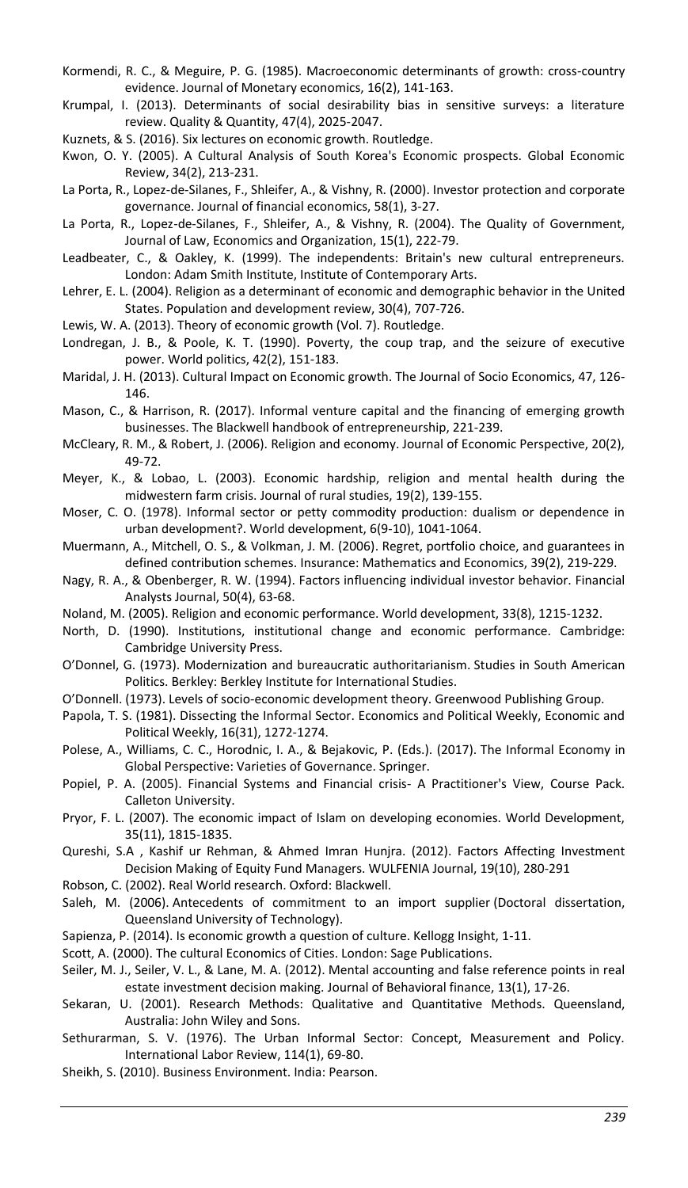Kormendi, R. C., & Meguire, P. G. (1985). Macroeconomic determinants of growth: cross-country evidence. Journal of Monetary economics, 16(2), 141-163.

Krumpal, I. (2013). Determinants of social desirability bias in sensitive surveys: a literature review. Quality & Quantity, 47(4), 2025-2047.

Kuznets, & S. (2016). Six lectures on economic growth. Routledge.

Kwon, O. Y. (2005). A Cultural Analysis of South Korea's Economic prospects. Global Economic Review, 34(2), 213-231.

La Porta, R., Lopez-de-Silanes, F., Shleifer, A., & Vishny, R. (2000). Investor protection and corporate governance. Journal of financial economics, 58(1), 3-27.

La Porta, R., Lopez-de-Silanes, F., Shleifer, A., & Vishny, R. (2004). The Quality of Government, Journal of Law, Economics and Organization, 15(1), 222-79.

Leadbeater, C., & Oakley, K. (1999). The independents: Britain's new cultural entrepreneurs. London: Adam Smith Institute, Institute of Contemporary Arts.

Lehrer, E. L. (2004). Religion as a determinant of economic and demographic behavior in the United States. Population and development review, 30(4), 707-726.

Lewis, W. A. (2013). Theory of economic growth (Vol. 7). Routledge.

Londregan, J. B., & Poole, K. T. (1990). Poverty, the coup trap, and the seizure of executive power. World politics, 42(2), 151-183.

Maridal, J. H. (2013). Cultural Impact on Economic growth. The Journal of Socio Economics, 47, 126-146.

Mason, C., & Harrison, R. (2017). Informal venture capital and the financing of emerging growth businesses. The Blackwell handbook of entrepreneurship, 221-239.

McCleary, R. M., & Robert, J. (2006). Religion and economy. Journal of Economic Perspective, 20(2), 49-72.

Meyer, K., & Lobao, L. (2003). Economic hardship, religion and mental health during the midwestern farm crisis. Journal of rural studies, 19(2), 139-155.

Moser, C. O. (1978). Informal sector or petty commodity production: dualism or dependence in urban development?. World development, 6(9-10), 1041-1064.

Muermann, A., Mitchell, O. S., & Volkman, J. M. (2006). Regret, portfolio choice, and guarantees in defined contribution schemes. Insurance: Mathematics and Economics, 39(2), 219-229.

Nagy, R. A., & Obenberger, R. W. (1994). Factors influencing individual investor behavior. Financial Analysts Journal, 50(4), 63-68.

Noland, M. (2005). Religion and economic performance. World development, 33(8), 1215-1232.

North, D. (1990). Institutions, institutional change and economic performance. Cambridge: Cambridge University Press.

O'Donnel, G. (1973). Modernization and bureaucratic authoritarianism. Studies in South American Politics. Berkley: Berkley Institute for International Studies.

O'Donnell. (1973). Levels of socio-economic development theory. Greenwood Publishing Group.

Papola, T. S. (1981). Dissecting the Informal Sector. Economics and Political Weekly, Economic and Political Weekly, 16(31), 1272-1274.

Polese, A., Williams, C. C., Horodnic, I. A., & Bejakovic, P. (Eds.). (2017). The Informal Economy in Global Perspective: Varieties of Governance. Springer.

Popiel, P. A. (2005). Financial Systems and Financial crisis- A Practitioner's View, Course Pack. Calleton University.

Pryor, F. L. (2007). The economic impact of Islam on developing economies. World Development, 35(11), 1815-1835.

Qureshi, S.A , Kashif ur Rehman, & Ahmed Imran Hunjra. (2012). Factors Affecting Investment Decision Making of Equity Fund Managers. WULFENIA Journal, 19(10), 280-291

Robson, C. (2002). Real World research. Oxford: Blackwell.

Saleh, M. (2006). Antecedents of commitment to an import supplier (Doctoral dissertation, Queensland University of Technology).

Sapienza, P. (2014). Is economic growth a question of culture. Kellogg Insight, 1-11.

Scott, A. (2000). The cultural Economics of Cities. London: Sage Publications.

Seiler, M. J., Seiler, V. L., & Lane, M. A. (2012). Mental accounting and false reference points in real estate investment decision making. Journal of Behavioral finance, 13(1), 17-26.

Sekaran, U. (2001). Research Methods: Qualitative and Quantitative Methods. Queensland, Australia: John Wiley and Sons.

Sethurarman, S. V. (1976). The Urban Informal Sector: Concept, Measurement and Policy. International Labor Review, 114(1), 69-80.

Sheikh, S. (2010). Business Environment. India: Pearson.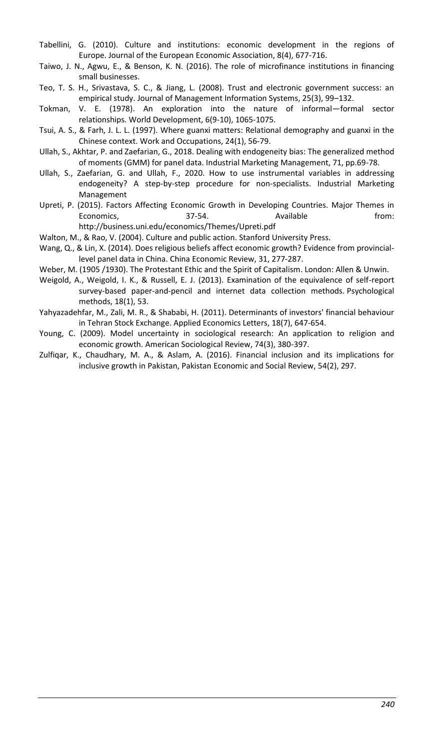Tabellini, G. (2010). Culture and institutions: economic development in the regions of Europe. Journal of the European Economic Association, 8(4), 677-716.

Taiwo, J. N., Agwu, E., & Benson, K. N. (2016). The role of microfinance institutions in financing small businesses.

Teo, T. S. H., Srivastava, S. C., & Jiang, L. (2008). Trust and electronic government success: an empirical study. Journal of Management Information Systems, 25(3), 99–132.

Tokman, V. E. (1978). An exploration into the nature of informal—formal sector relationships. World Development, 6(9-10), 1065-1075.

Tsui, A. S., & Farh, J. L. L. (1997). Where guanxi matters: Relational demography and guanxi in the Chinese context. Work and Occupations, 24(1), 56-79.

Ullah, S., Akhtar, P. and Zaefarian, G., 2018. Dealing with endogeneity bias: The generalized method of moments (GMM) for panel data. Industrial Marketing Management, 71, pp.69-78.

Ullah, S., Zaefarian, G. and Ullah, F., 2020. How to use instrumental variables in addressing endogeneity? A step-by-step procedure for non-specialists. Industrial Marketing Management

Upreti, P. (2015). Factors Affecting Economic Growth in Developing Countries. Major Themes in Economics, 37-54. Available from: http://business.uni.edu/economics/Themes/Upreti.pdf

Walton, M., & Rao, V. (2004). Culture and public action. Stanford University Press.

Wang, Q., & Lin, X. (2014). Does religious beliefs affect economic growth? Evidence from provincial-level panel data in China. China Economic Review, 31, 277-287.

Weber, M. (1905 /1930). The Protestant Ethic and the Spirit of Capitalism. London: Allen & Unwin.

Weigold, A., Weigold, I. K., & Russell, E. J. (2013). Examination of the equivalence of self-report survey-based paper-and-pencil and internet data collection methods. Psychological methods, 18(1), 53.

Yahyazadehfar, M., Zali, M. R., & Shababi, H. (2011). Determinants of investors' financial behaviour in Tehran Stock Exchange. Applied Economics Letters, 18(7), 647-654.

Young, C. (2009). Model uncertainty in sociological research: An application to religion and economic growth. American Sociological Review, 74(3), 380-397.

Zulfiqar, K., Chaudhary, M. A., & Aslam, A. (2016). Financial inclusion and its implications for inclusive growth in Pakistan, Pakistan Economic and Social Review, 54(2), 297.